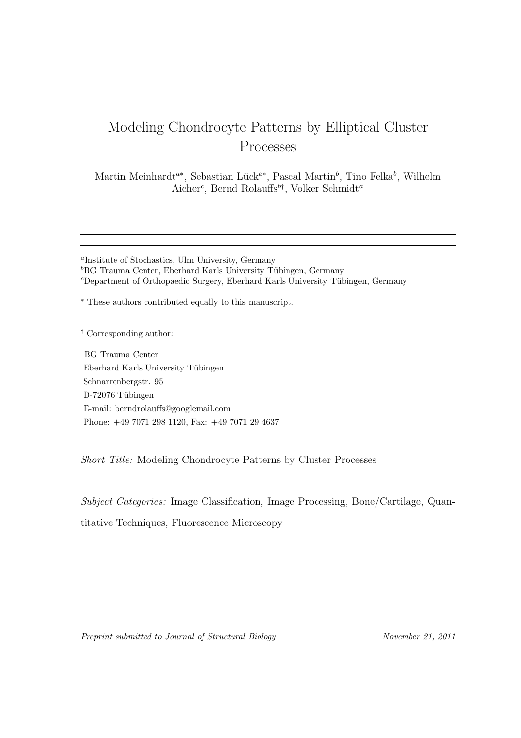# Modeling Chondrocyte Patterns by Elliptical Cluster Processes

Martin Meinhardt[a*], Sebastian Lück[a*], Pascal Martin[b], Tino Felka[b], Wilhelm Aicher[c], Bernd Rolauffs[b†], Volker Schmidt[a]

---

[a]Institute of Stochastics, Ulm University, Germany

[b]BG Trauma Center, Eberhard Karls University Tübingen, Germany

[c]Department of Orthopaedic Surgery, Eberhard Karls University Tübingen, Germany

[*] These authors contributed equally to this manuscript.

[†] Corresponding author:

BG Trauma Center
Eberhard Karls University Tübingen
Schnarrenbergstr. 95
D-72076 Tübingen
E-mail: berndrolauffs@googlemail.com
Phone: +49 7071 298 1120, Fax: +49 7071 29 4637

*Short Title:* Modeling Chondrocyte Patterns by Cluster Processes

*Subject Categories:* Image Classification, Image Processing, Bone/Cartilage, Quantitative Techniques, Fluorescence Microscopy

*Preprint submitted to Journal of Structural Biology* November 21, 2011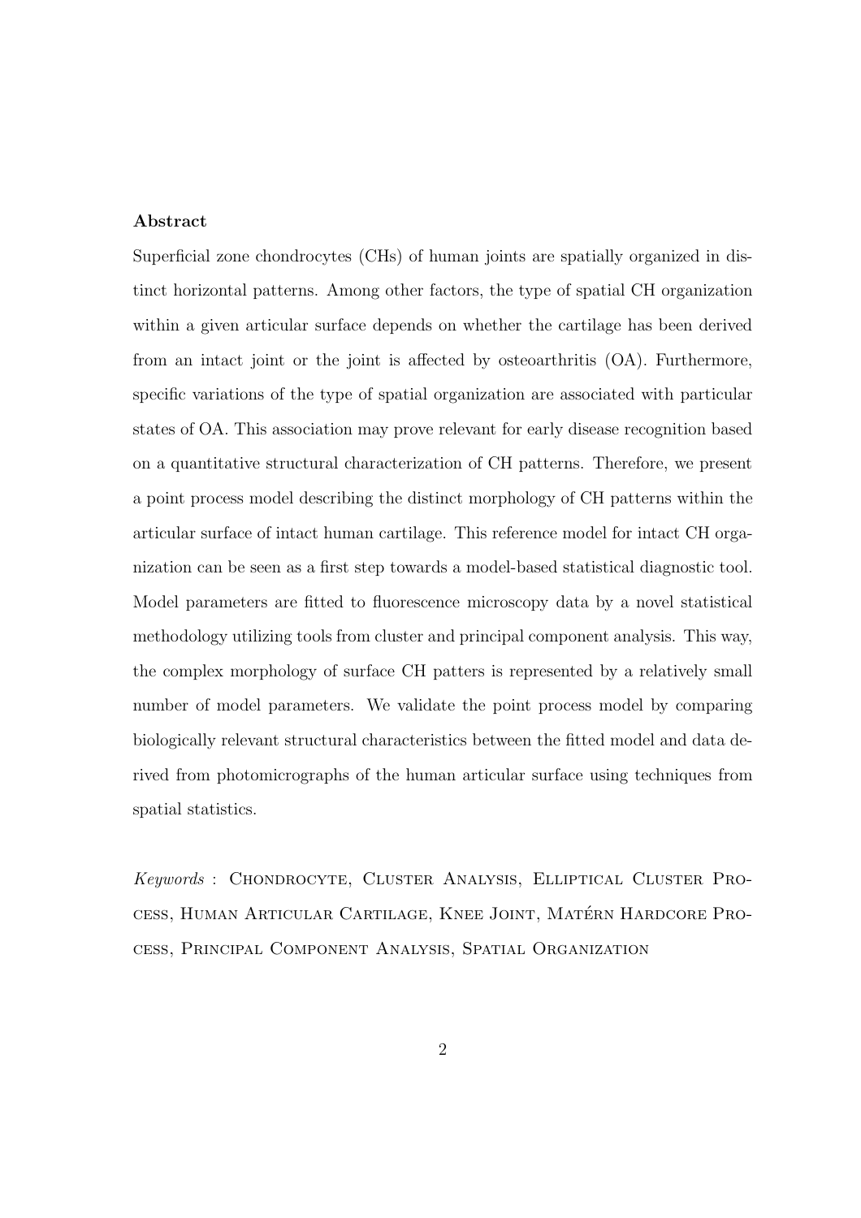**Abstract**

Superficial zone chondrocytes (CHs) of human joints are spatially organized in distinct horizontal patterns. Among other factors, the type of spatial CH organization within a given articular surface depends on whether the cartilage has been derived from an intact joint or the joint is affected by osteoarthritis (OA). Furthermore, specific variations of the type of spatial organization are associated with particular states of OA. This association may prove relevant for early disease recognition based on a quantitative structural characterization of CH patterns. Therefore, we present a point process model describing the distinct morphology of CH patterns within the articular surface of intact human cartilage. This reference model for intact CH organization can be seen as a first step towards a model-based statistical diagnostic tool. Model parameters are fitted to fluorescence microscopy data by a novel statistical methodology utilizing tools from cluster and principal component analysis. This way, the complex morphology of surface CH patters is represented by a relatively small number of model parameters. We validate the point process model by comparing biologically relevant structural characteristics between the fitted model and data derived from photomicrographs of the human articular surface using techniques from spatial statistics.

*Keywords* : Chondrocyte, Cluster Analysis, Elliptical Cluster Process, Human Articular Cartilage, Knee Joint, Matérn Hardcore Process, Principal Component Analysis, Spatial Organization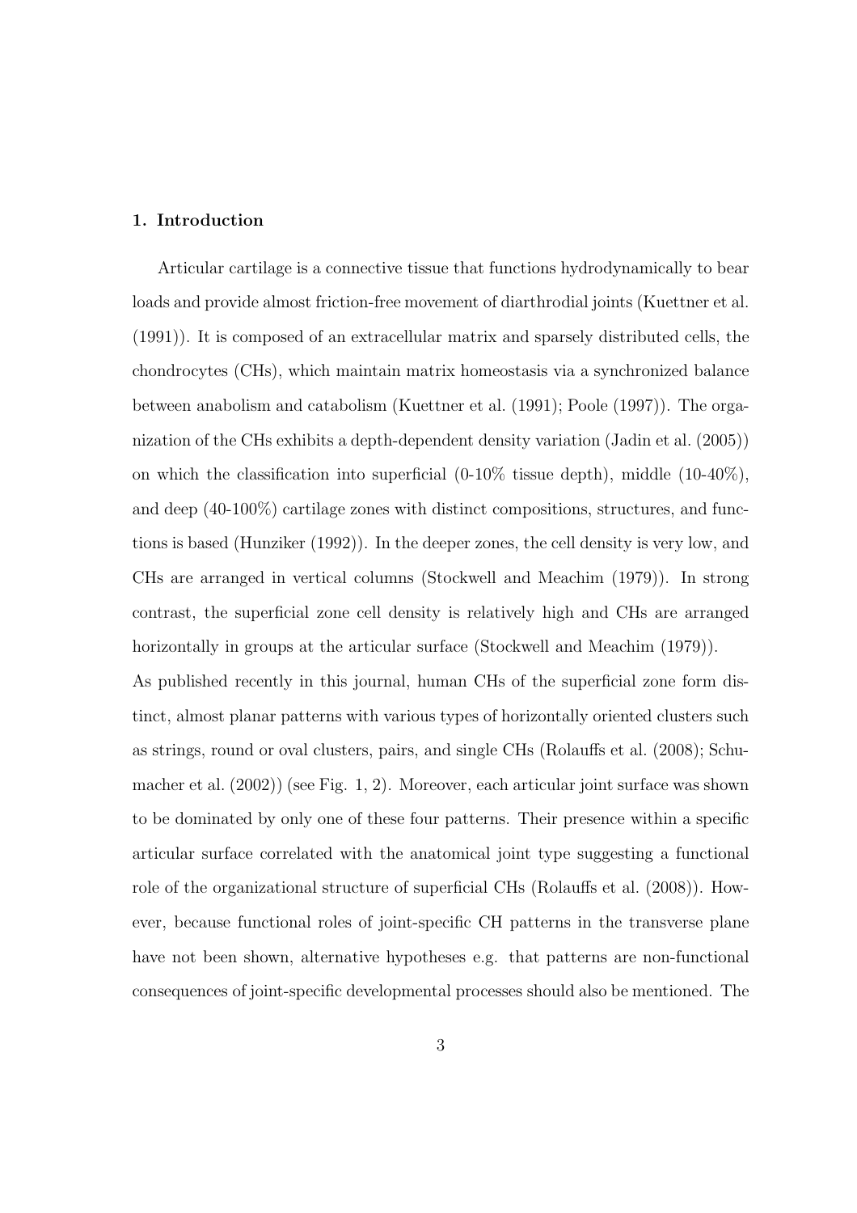## 1. Introduction

Articular cartilage is a connective tissue that functions hydrodynamically to bear loads and provide almost friction-free movement of diarthrodial joints (Kuettner et al. (1991)). It is composed of an extracellular matrix and sparsely distributed cells, the chondrocytes (CHs), which maintain matrix homeostasis via a synchronized balance between anabolism and catabolism (Kuettner et al. (1991); Poole (1997)). The organization of the CHs exhibits a depth-dependent density variation (Jadin et al. (2005)) on which the classification into superficial (0-10% tissue depth), middle (10-40%), and deep (40-100%) cartilage zones with distinct compositions, structures, and functions is based (Hunziker (1992)). In the deeper zones, the cell density is very low, and CHs are arranged in vertical columns (Stockwell and Meachim (1979)). In strong contrast, the superficial zone cell density is relatively high and CHs are arranged horizontally in groups at the articular surface (Stockwell and Meachim (1979)).

As published recently in this journal, human CHs of the superficial zone form distinct, almost planar patterns with various types of horizontally oriented clusters such as strings, round or oval clusters, pairs, and single CHs (Rolauffs et al. (2008); Schumacher et al. (2002)) (see Fig. 1, 2). Moreover, each articular joint surface was shown to be dominated by only one of these four patterns. Their presence within a specific articular surface correlated with the anatomical joint type suggesting a functional role of the organizational structure of superficial CHs (Rolauffs et al. (2008)). However, because functional roles of joint-specific CH patterns in the transverse plane have not been shown, alternative hypotheses e.g. that patterns are non-functional consequences of joint-specific developmental processes should also be mentioned. The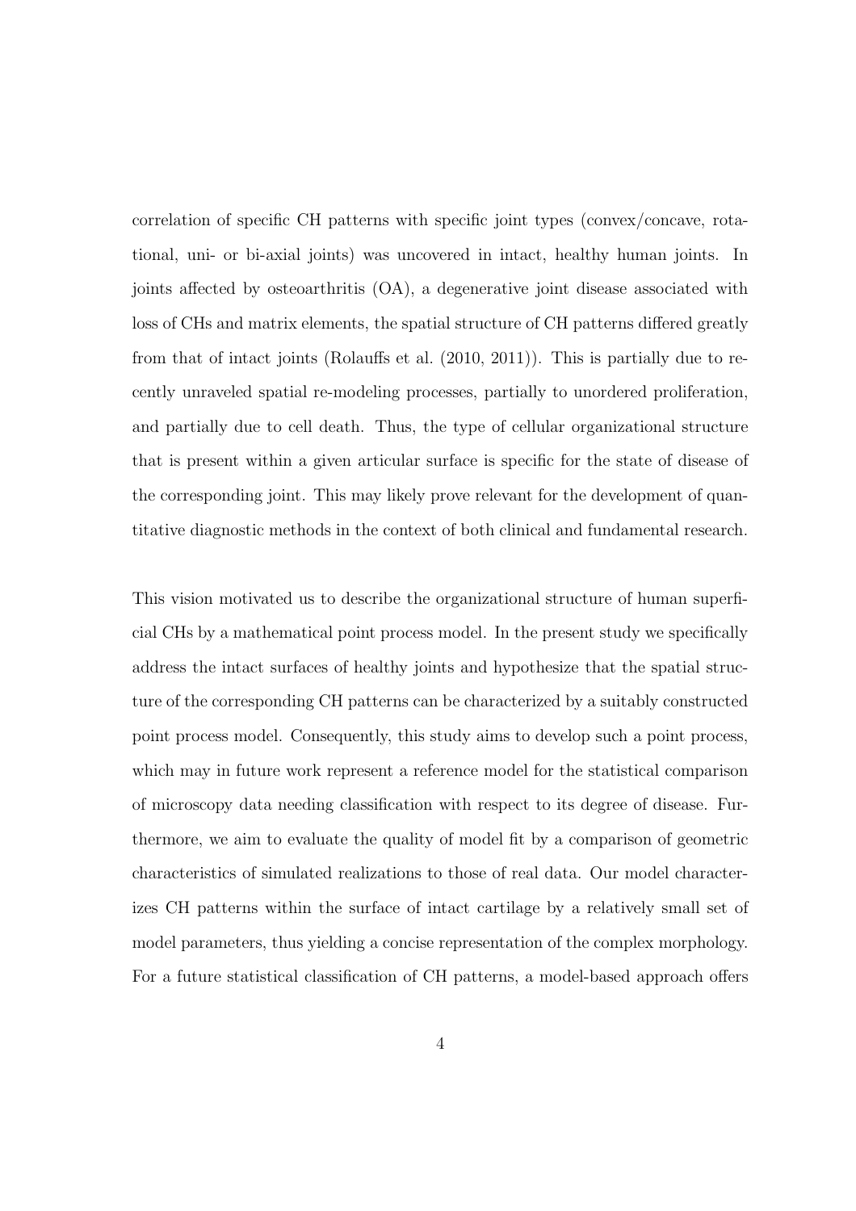correlation of specific CH patterns with specific joint types (convex/concave, rotational, uni- or bi-axial joints) was uncovered in intact, healthy human joints. In joints affected by osteoarthritis (OA), a degenerative joint disease associated with loss of CHs and matrix elements, the spatial structure of CH patterns differed greatly from that of intact joints (Rolauffs et al. (2010, 2011)). This is partially due to recently unraveled spatial re-modeling processes, partially to unordered proliferation, and partially due to cell death. Thus, the type of cellular organizational structure that is present within a given articular surface is specific for the state of disease of the corresponding joint. This may likely prove relevant for the development of quantitative diagnostic methods in the context of both clinical and fundamental research.

This vision motivated us to describe the organizational structure of human superficial CHs by a mathematical point process model. In the present study we specifically address the intact surfaces of healthy joints and hypothesize that the spatial structure of the corresponding CH patterns can be characterized by a suitably constructed point process model. Consequently, this study aims to develop such a point process, which may in future work represent a reference model for the statistical comparison of microscopy data needing classification with respect to its degree of disease. Furthermore, we aim to evaluate the quality of model fit by a comparison of geometric characteristics of simulated realizations to those of real data. Our model characterizes CH patterns within the surface of intact cartilage by a relatively small set of model parameters, thus yielding a concise representation of the complex morphology. For a future statistical classification of CH patterns, a model-based approach offers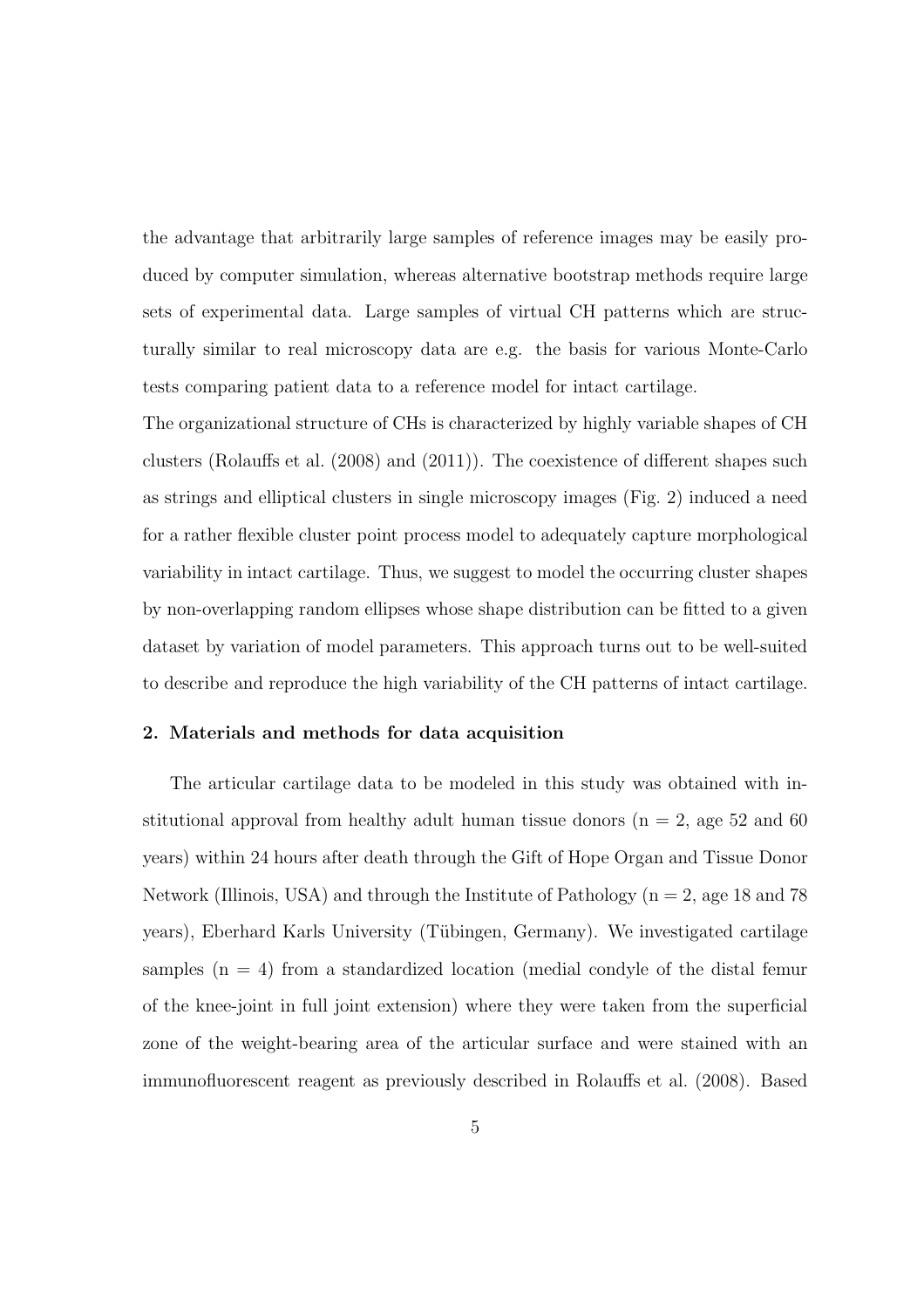the advantage that arbitrarily large samples of reference images may be easily produced by computer simulation, whereas alternative bootstrap methods require large sets of experimental data. Large samples of virtual CH patterns which are structurally similar to real microscopy data are e.g. the basis for various Monte-Carlo tests comparing patient data to a reference model for intact cartilage.

The organizational structure of CHs is characterized by highly variable shapes of CH clusters (Rolauffs et al. (2008) and (2011)). The coexistence of different shapes such as strings and elliptical clusters in single microscopy images (Fig. 2) induced a need for a rather flexible cluster point process model to adequately capture morphological variability in intact cartilage. Thus, we suggest to model the occurring cluster shapes by non-overlapping random ellipses whose shape distribution can be fitted to a given dataset by variation of model parameters. This approach turns out to be well-suited to describe and reproduce the high variability of the CH patterns of intact cartilage.

## 2. Materials and methods for data acquisition

The articular cartilage data to be modeled in this study was obtained with institutional approval from healthy adult human tissue donors (n = 2, age 52 and 60 years) within 24 hours after death through the Gift of Hope Organ and Tissue Donor Network (Illinois, USA) and through the Institute of Pathology (n = 2, age 18 and 78 years), Eberhard Karls University (Tübingen, Germany). We investigated cartilage samples (n = 4) from a standardized location (medial condyle of the distal femur of the knee-joint in full joint extension) where they were taken from the superficial zone of the weight-bearing area of the articular surface and were stained with an immunofluorescent reagent as previously described in Rolauffs et al. (2008). Based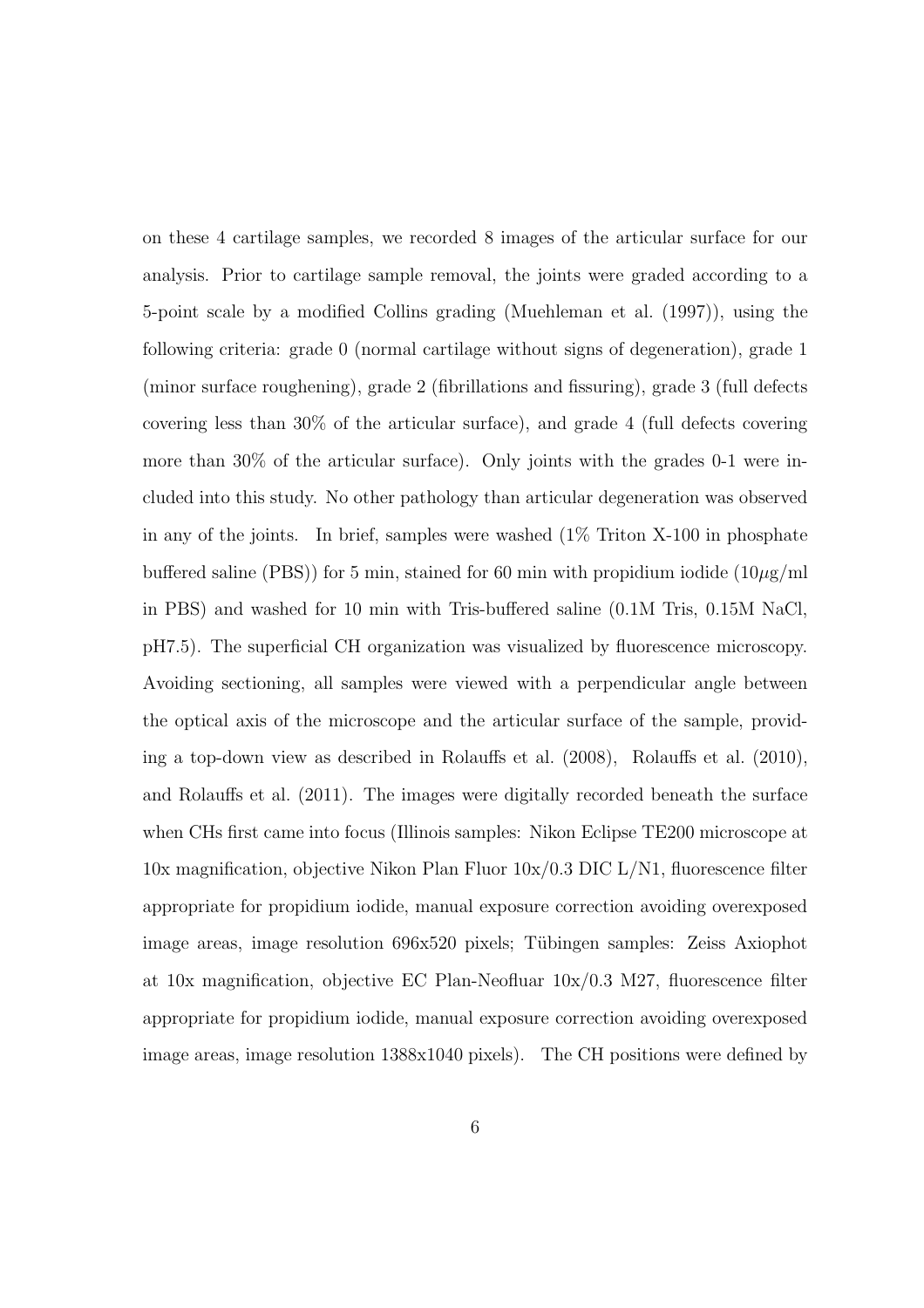on these 4 cartilage samples, we recorded 8 images of the articular surface for our analysis. Prior to cartilage sample removal, the joints were graded according to a 5-point scale by a modified Collins grading (Muehleman et al. (1997)), using the following criteria: grade 0 (normal cartilage without signs of degeneration), grade 1 (minor surface roughening), grade 2 (fibrillations and fissuring), grade 3 (full defects covering less than 30% of the articular surface), and grade 4 (full defects covering more than 30% of the articular surface). Only joints with the grades 0-1 were included into this study. No other pathology than articular degeneration was observed in any of the joints. In brief, samples were washed (1% Triton X-100 in phosphate buffered saline (PBS)) for 5 min, stained for 60 min with propidium iodide ($10\mu$g/ml in PBS) and washed for 10 min with Tris-buffered saline (0.1M Tris, 0.15M NaCl, pH7.5). The superficial CH organization was visualized by fluorescence microscopy. Avoiding sectioning, all samples were viewed with a perpendicular angle between the optical axis of the microscope and the articular surface of the sample, providing a top-down view as described in Rolauffs et al. (2008), Rolauffs et al. (2010), and Rolauffs et al. (2011). The images were digitally recorded beneath the surface when CHs first came into focus (Illinois samples: Nikon Eclipse TE200 microscope at 10x magnification, objective Nikon Plan Fluor 10x/0.3 DIC L/N1, fluorescence filter appropriate for propidium iodide, manual exposure correction avoiding overexposed image areas, image resolution 696x520 pixels; Tübingen samples: Zeiss Axiophot at 10x magnification, objective EC Plan-Neofluar 10x/0.3 M27, fluorescence filter appropriate for propidium iodide, manual exposure correction avoiding overexposed image areas, image resolution 1388x1040 pixels). The CH positions were defined by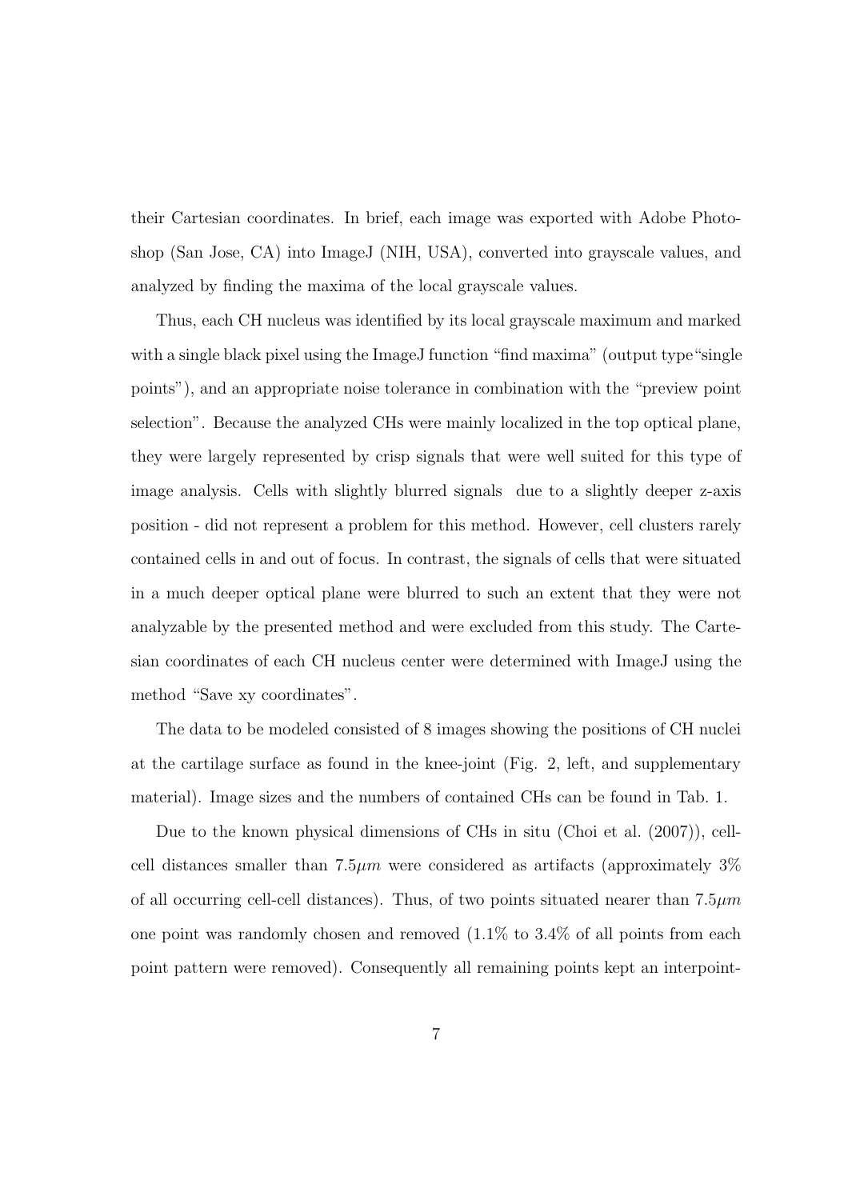their Cartesian coordinates. In brief, each image was exported with Adobe Photoshop (San Jose, CA) into ImageJ (NIH, USA), converted into grayscale values, and analyzed by finding the maxima of the local grayscale values.

Thus, each CH nucleus was identified by its local grayscale maximum and marked with a single black pixel using the ImageJ function "find maxima" (output type"single points"), and an appropriate noise tolerance in combination with the "preview point selection". Because the analyzed CHs were mainly localized in the top optical plane, they were largely represented by crisp signals that were well suited for this type of image analysis. Cells with slightly blurred signals  due to a slightly deeper z-axis position - did not represent a problem for this method. However, cell clusters rarely contained cells in and out of focus. In contrast, the signals of cells that were situated in a much deeper optical plane were blurred to such an extent that they were not analyzable by the presented method and were excluded from this study. The Cartesian coordinates of each CH nucleus center were determined with ImageJ using the method "Save xy coordinates".

The data to be modeled consisted of 8 images showing the positions of CH nuclei at the cartilage surface as found in the knee-joint (Fig. 2, left, and supplementary material). Image sizes and the numbers of contained CHs can be found in Tab. 1.

Due to the known physical dimensions of CHs in situ (Choi et al. (2007)), cell-cell distances smaller than $7.5\mu m$ were considered as artifacts (approximately 3% of all occurring cell-cell distances). Thus, of two points situated nearer than $7.5\mu m$ one point was randomly chosen and removed (1.1% to 3.4% of all points from each point pattern were removed). Consequently all remaining points kept an interpoint-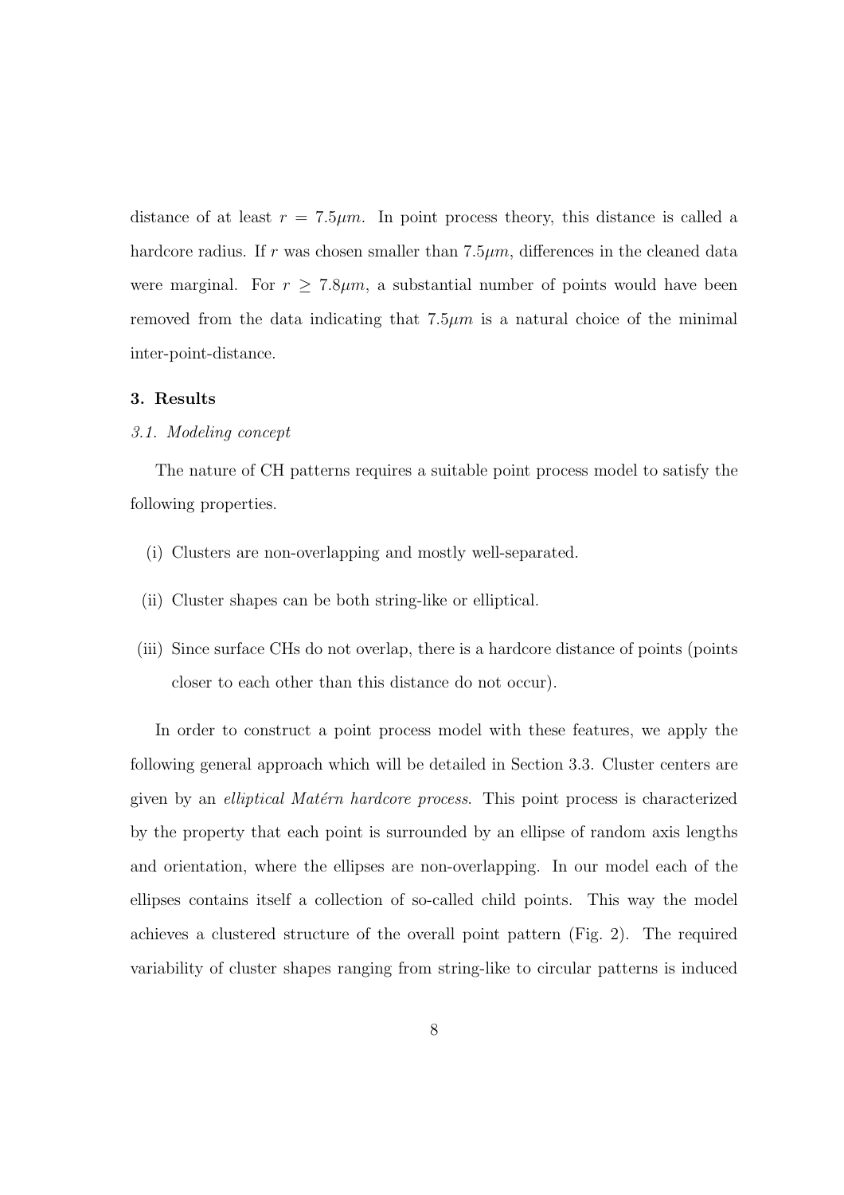distance of at least $r = 7.5\mu m$. In point process theory, this distance is called a hardcore radius. If $r$ was chosen smaller than $7.5\mu m$, differences in the cleaned data were marginal. For $r \geq 7.8\mu m$, a substantial number of points would have been removed from the data indicating that $7.5\mu m$ is a natural choice of the minimal inter-point-distance.

## 3. Results

### *3.1. Modeling concept*

The nature of CH patterns requires a suitable point process model to satisfy the following properties.

(i) Clusters are non-overlapping and mostly well-separated.

(ii) Cluster shapes can be both string-like or elliptical.

(iii) Since surface CHs do not overlap, there is a hardcore distance of points (points closer to each other than this distance do not occur).

In order to construct a point process model with these features, we apply the following general approach which will be detailed in Section 3.3. Cluster centers are given by an *elliptical Matérn hardcore process*. This point process is characterized by the property that each point is surrounded by an ellipse of random axis lengths and orientation, where the ellipses are non-overlapping. In our model each of the ellipses contains itself a collection of so-called child points. This way the model achieves a clustered structure of the overall point pattern (Fig. 2). The required variability of cluster shapes ranging from string-like to circular patterns is induced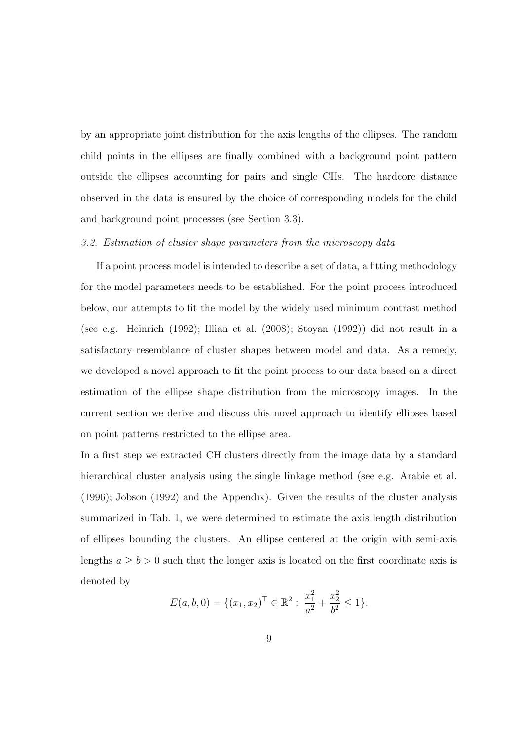by an appropriate joint distribution for the axis lengths of the ellipses. The random child points in the ellipses are finally combined with a background point pattern outside the ellipses accounting for pairs and single CHs. The hardcore distance observed in the data is ensured by the choice of corresponding models for the child and background point processes (see Section 3.3).

### *3.2. Estimation of cluster shape parameters from the microscopy data*

If a point process model is intended to describe a set of data, a fitting methodology for the model parameters needs to be established. For the point process introduced below, our attempts to fit the model by the widely used minimum contrast method (see e.g. Heinrich (1992); Illian et al. (2008); Stoyan (1992)) did not result in a satisfactory resemblance of cluster shapes between model and data. As a remedy, we developed a novel approach to fit the point process to our data based on a direct estimation of the ellipse shape distribution from the microscopy images. In the current section we derive and discuss this novel approach to identify ellipses based on point patterns restricted to the ellipse area.

In a first step we extracted CH clusters directly from the image data by a standard hierarchical cluster analysis using the single linkage method (see e.g. Arabie et al. (1996); Jobson (1992) and the Appendix). Given the results of the cluster analysis summarized in Tab. 1, we were determined to estimate the axis length distribution of ellipses bounding the clusters. An ellipse centered at the origin with semi-axis lengths $a \geq b > 0$ such that the longer axis is located on the first coordinate axis is denoted by

$$E(a, b, 0) = \{(x_1, x_2)^\top \in \mathbb{R}^2 : \frac{x_1^2}{a^2} + \frac{x_2^2}{b^2} \leq 1\}.$$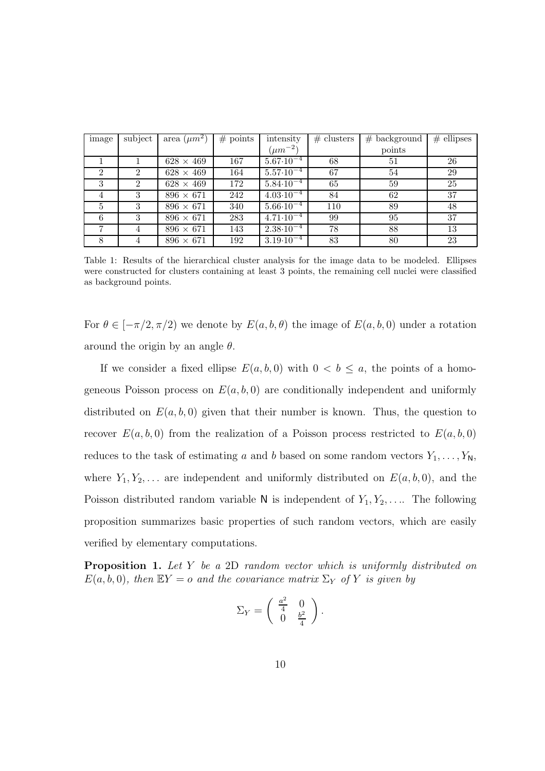| image | subject | area ($\mu m^2$) | # points | intensity ($\mu m^{-2}$) | # clusters | # background points | # ellipses |
|---|---|---|---|---|---|---|---|
| 1 | 1 | $628 \times 469$ | 167 | $5.67 \cdot 10^{-4}$ | 68 | 51 | 26 |
| 2 | 2 | $628 \times 469$ | 164 | $5.57 \cdot 10^{-4}$ | 67 | 54 | 29 |
| 3 | 2 | $628 \times 469$ | 172 | $5.84 \cdot 10^{-4}$ | 65 | 59 | 25 |
| 4 | 3 | $896 \times 671$ | 242 | $4.03 \cdot 10^{-4}$ | 84 | 62 | 37 |
| 5 | 3 | $896 \times 671$ | 340 | $5.66 \cdot 10^{-4}$ | 110 | 89 | 48 |
| 6 | 3 | $896 \times 671$ | 283 | $4.71 \cdot 10^{-4}$ | 99 | 95 | 37 |
| 7 | 4 | $896 \times 671$ | 143 | $2.38 \cdot 10^{-4}$ | 78 | 88 | 13 |
| 8 | 4 | $896 \times 671$ | 192 | $3.19 \cdot 10^{-4}$ | 83 | 80 | 23 |

Table 1: Results of the hierarchical cluster analysis for the image data to be modeled. Ellipses were constructed for clusters containing at least 3 points, the remaining cell nuclei were classified as background points.

For $\theta \in [-\pi/2, \pi/2)$ we denote by $E(a, b, \theta)$ the image of $E(a, b, 0)$ under a rotation around the origin by an angle $\theta$.

If we consider a fixed ellipse $E(a, b, 0)$ with $0 < b \leq a$, the points of a homogeneous Poisson process on $E(a, b, 0)$ are conditionally independent and uniformly distributed on $E(a, b, 0)$ given that their number is known. Thus, the question to recover $E(a, b, 0)$ from the realization of a Poisson process restricted to $E(a, b, 0)$ reduces to the task of estimating $a$ and $b$ based on some random vectors $Y_1, \ldots, Y_{\mathsf{N}}$, where $Y_1, Y_2, \ldots$ are independent and uniformly distributed on $E(a, b, 0)$, and the Poisson distributed random variable $\mathsf{N}$ is independent of $Y_1, Y_2, \ldots$. The following proposition summarizes basic properties of such random vectors, which are easily verified by elementary computations.

**Proposition 1.** *Let $Y$ be a 2D random vector which is uniformly distributed on $E(a, b, 0)$, then $\mathbb{E}Y = o$ and the covariance matrix $\Sigma_Y$ of $Y$ is given by*

$$\Sigma_Y = \begin{pmatrix} \frac{a^2}{4} & 0 \\ 0 & \frac{b^2}{4} \end{pmatrix}.$$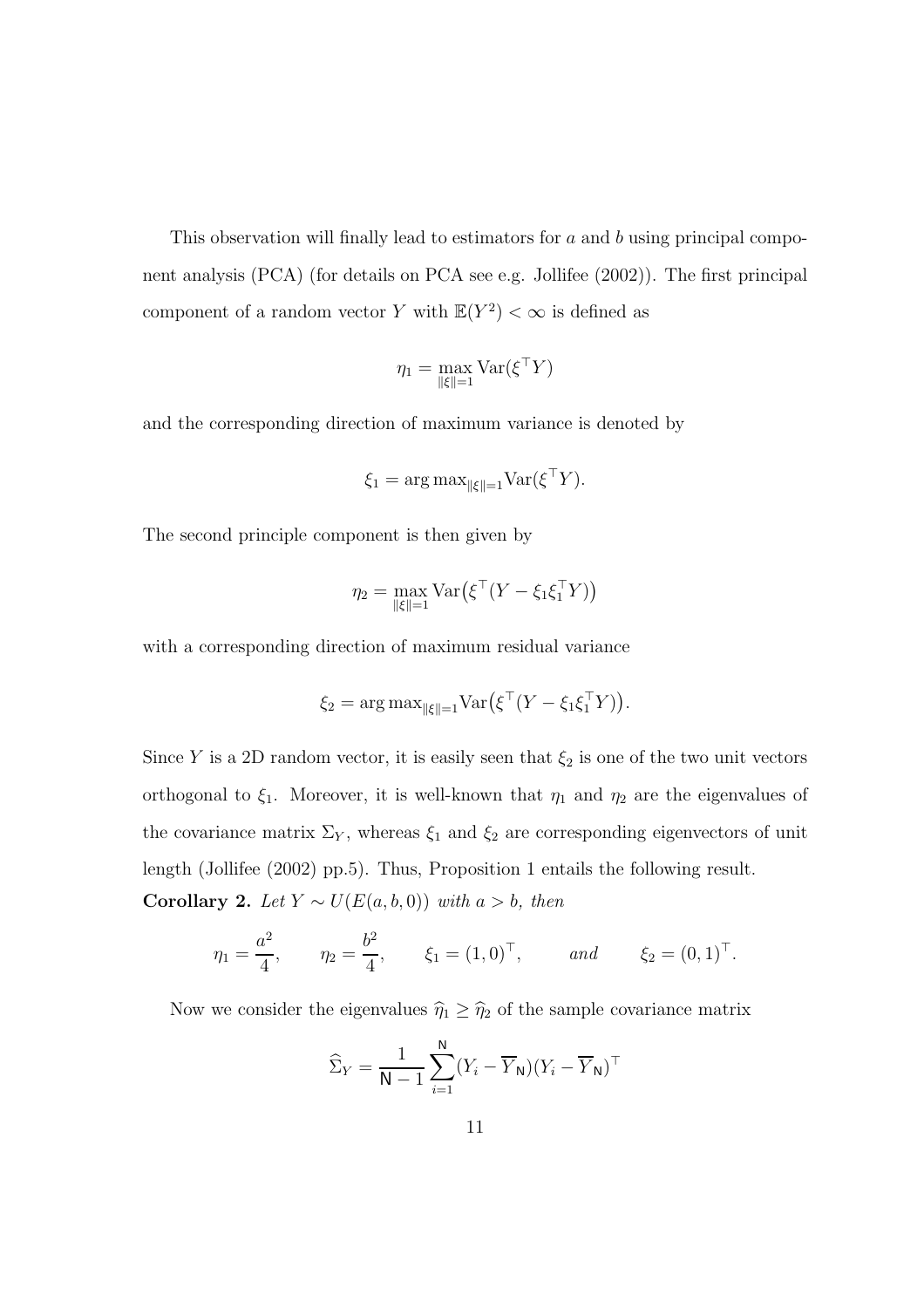This observation will finally lead to estimators for $a$ and $b$ using principal component analysis (PCA) (for details on PCA see e.g. Jollifee (2002)). The first principal component of a random vector $Y$ with $\mathbb{E}(Y^2) < \infty$ is defined as

$$\eta_1 = \max_{\|\xi\|=1} \operatorname{Var}(\xi^\top Y)$$

and the corresponding direction of maximum variance is denoted by

$$\xi_1 = \arg\max_{\|\xi\|=1} \operatorname{Var}(\xi^\top Y).$$

The second principle component is then given by

$$\eta_2 = \max_{\|\xi\|=1} \operatorname{Var}\big(\xi^\top (Y - \xi_1 \xi_1^\top Y)\big)$$

with a corresponding direction of maximum residual variance

$$\xi_2 = \arg\max_{\|\xi\|=1} \operatorname{Var}\big(\xi^\top (Y - \xi_1 \xi_1^\top Y)\big).$$

Since $Y$ is a 2D random vector, it is easily seen that $\xi_2$ is one of the two unit vectors orthogonal to $\xi_1$. Moreover, it is well-known that $\eta_1$ and $\eta_2$ are the eigenvalues of the covariance matrix $\Sigma_Y$, whereas $\xi_1$ and $\xi_2$ are corresponding eigenvectors of unit length (Jollifee (2002) pp.5). Thus, Proposition 1 entails the following result.

**Corollary 2.** *Let $Y \sim U(E(a, b, 0))$ with $a > b$, then*

$$\eta_1 = \frac{a^2}{4}, \qquad \eta_2 = \frac{b^2}{4}, \qquad \xi_1 = (1, 0)^\top, \qquad \textit{and} \qquad \xi_2 = (0, 1)^\top.$$

Now we consider the eigenvalues $\widehat{\eta}_1 \geq \widehat{\eta}_2$ of the sample covariance matrix

$$\widehat{\Sigma}_Y = \frac{1}{\mathsf{N} - 1} \sum_{i=1}^{\mathsf{N}} (Y_i - \overline{Y}_{\mathsf{N}})(Y_i - \overline{Y}_{\mathsf{N}})^\top$$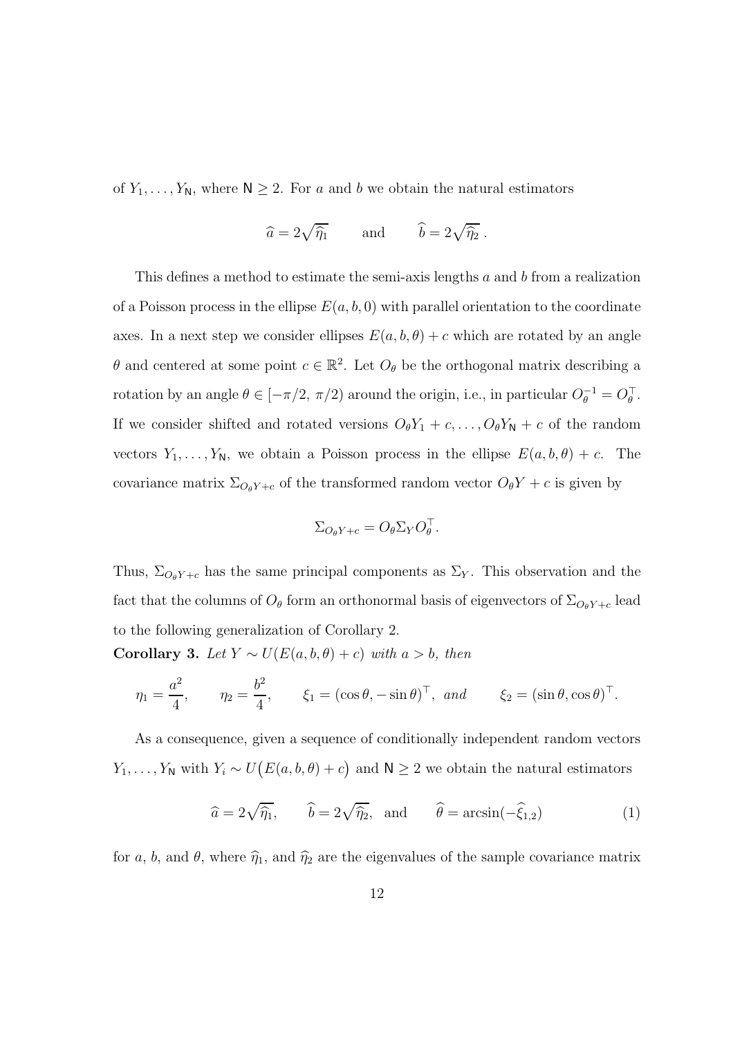of $Y_1, \ldots, Y_{\mathsf{N}}$, where $\mathsf{N} \geq 2$. For $a$ and $b$ we obtain the natural estimators

$$\widehat{a} = 2\sqrt{\widehat{\eta}_1} \qquad \text{and} \qquad \widehat{b} = 2\sqrt{\widehat{\eta}_2}\,.$$

This defines a method to estimate the semi-axis lengths $a$ and $b$ from a realization of a Poisson process in the ellipse $E(a, b, 0)$ with parallel orientation to the coordinate axes. In a next step we consider ellipses $E(a, b, \theta) + c$ which are rotated by an angle $\theta$ and centered at some point $c \in \mathbb{R}^2$. Let $O_\theta$ be the orthogonal matrix describing a rotation by an angle $\theta \in [-\pi/2,\, \pi/2)$ around the origin, i.e., in particular $O_\theta^{-1} = O_\theta^\top$. If we consider shifted and rotated versions $O_\theta Y_1 + c, \ldots, O_\theta Y_{\mathsf{N}} + c$ of the random vectors $Y_1, \ldots, Y_{\mathsf{N}}$, we obtain a Poisson process in the ellipse $E(a, b, \theta) + c$. The covariance matrix $\Sigma_{O_\theta Y + c}$ of the transformed random vector $O_\theta Y + c$ is given by

$$\Sigma_{O_\theta Y + c} = O_\theta \Sigma_Y O_\theta^\top .$$

Thus, $\Sigma_{O_\theta Y + c}$ has the same principal components as $\Sigma_Y$. This observation and the fact that the columns of $O_\theta$ form an orthonormal basis of eigenvectors of $\Sigma_{O_\theta Y + c}$ lead to the following generalization of Corollary 2.

**Corollary 3.** *Let $Y \sim U(E(a, b, \theta) + c)$ with $a > b$, then*

$$\eta_1 = \frac{a^2}{4}, \qquad \eta_2 = \frac{b^2}{4}, \qquad \xi_1 = (\cos\theta, -\sin\theta)^\top, \text{ and} \qquad \xi_2 = (\sin\theta, \cos\theta)^\top.$$

As a consequence, given a sequence of conditionally independent random vectors $Y_1, \ldots, Y_{\mathsf{N}}$ with $Y_i \sim U\big(E(a, b, \theta) + c\big)$ and $\mathsf{N} \geq 2$ we obtain the natural estimators

$$\widehat{a} = 2\sqrt{\widehat{\eta}_1}, \qquad \widehat{b} = 2\sqrt{\widehat{\eta}_2}, \text{ and} \qquad \widehat{\theta} = \arcsin(-\widehat{\xi}_{1,2}) \tag{1}$$

for $a$, $b$, and $\theta$, where $\widehat{\eta}_1$, and $\widehat{\eta}_2$ are the eigenvalues of the sample covariance matrix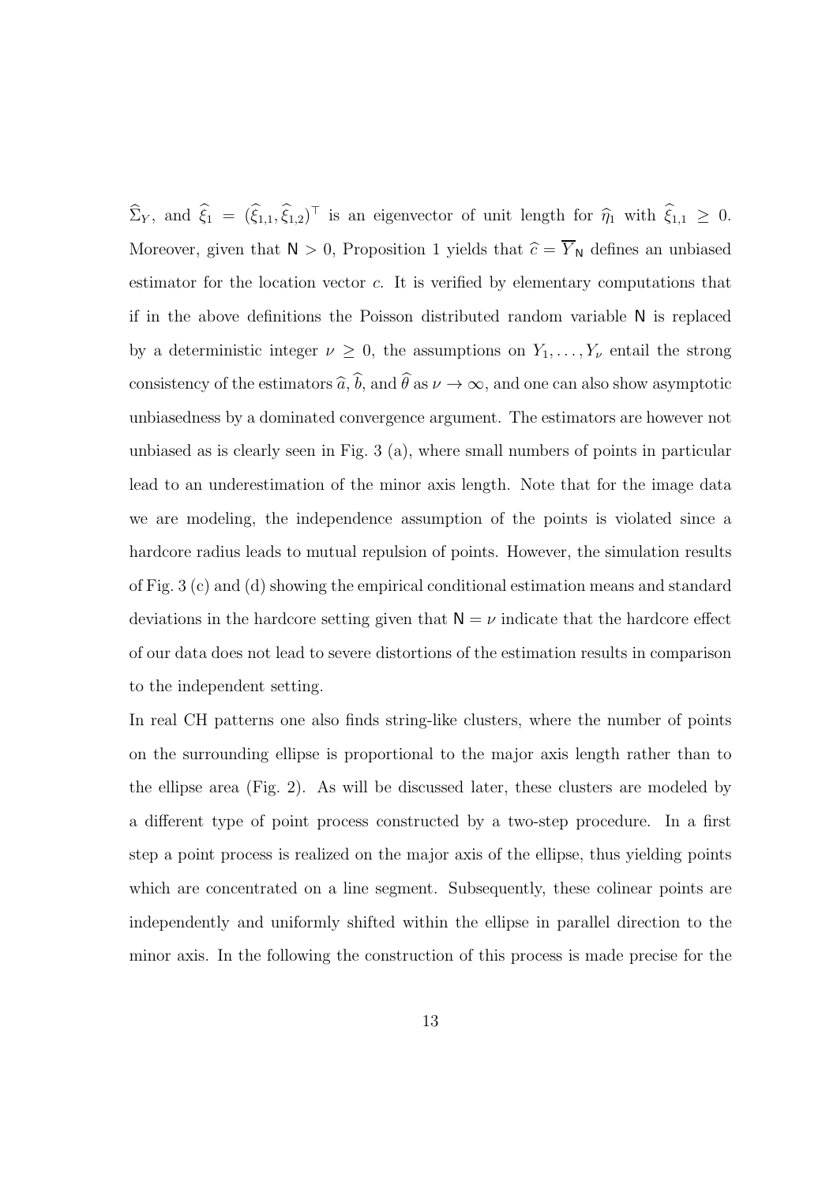$\widehat{\Sigma}_Y$, and $\widehat{\xi}_1 = (\widehat{\xi}_{1,1}, \widehat{\xi}_{1,2})^\top$ is an eigenvector of unit length for $\widehat{\eta}_1$ with $\widehat{\xi}_{1,1} \geq 0$. Moreover, given that $\mathsf{N} > 0$, Proposition 1 yields that $\widehat{c} = \overline{Y}_{\mathsf{N}}$ defines an unbiased estimator for the location vector $c$. It is verified by elementary computations that if in the above definitions the Poisson distributed random variable $\mathsf{N}$ is replaced by a deterministic integer $\nu \geq 0$, the assumptions on $Y_1, \ldots, Y_\nu$ entail the strong consistency of the estimators $\widehat{a}$, $\widehat{b}$, and $\widehat{\theta}$ as $\nu \to \infty$, and one can also show asymptotic unbiasedness by a dominated convergence argument. The estimators are however not unbiased as is clearly seen in Fig. 3 (a), where small numbers of points in particular lead to an underestimation of the minor axis length. Note that for the image data we are modeling, the independence assumption of the points is violated since a hardcore radius leads to mutual repulsion of points. However, the simulation results of Fig. 3 (c) and (d) showing the empirical conditional estimation means and standard deviations in the hardcore setting given that $\mathsf{N} = \nu$ indicate that the hardcore effect of our data does not lead to severe distortions of the estimation results in comparison to the independent setting.

In real CH patterns one also finds string-like clusters, where the number of points on the surrounding ellipse is proportional to the major axis length rather than to the ellipse area (Fig. 2). As will be discussed later, these clusters are modeled by a different type of point process constructed by a two-step procedure. In a first step a point process is realized on the major axis of the ellipse, thus yielding points which are concentrated on a line segment. Subsequently, these colinear points are independently and uniformly shifted within the ellipse in parallel direction to the minor axis. In the following the construction of this process is made precise for the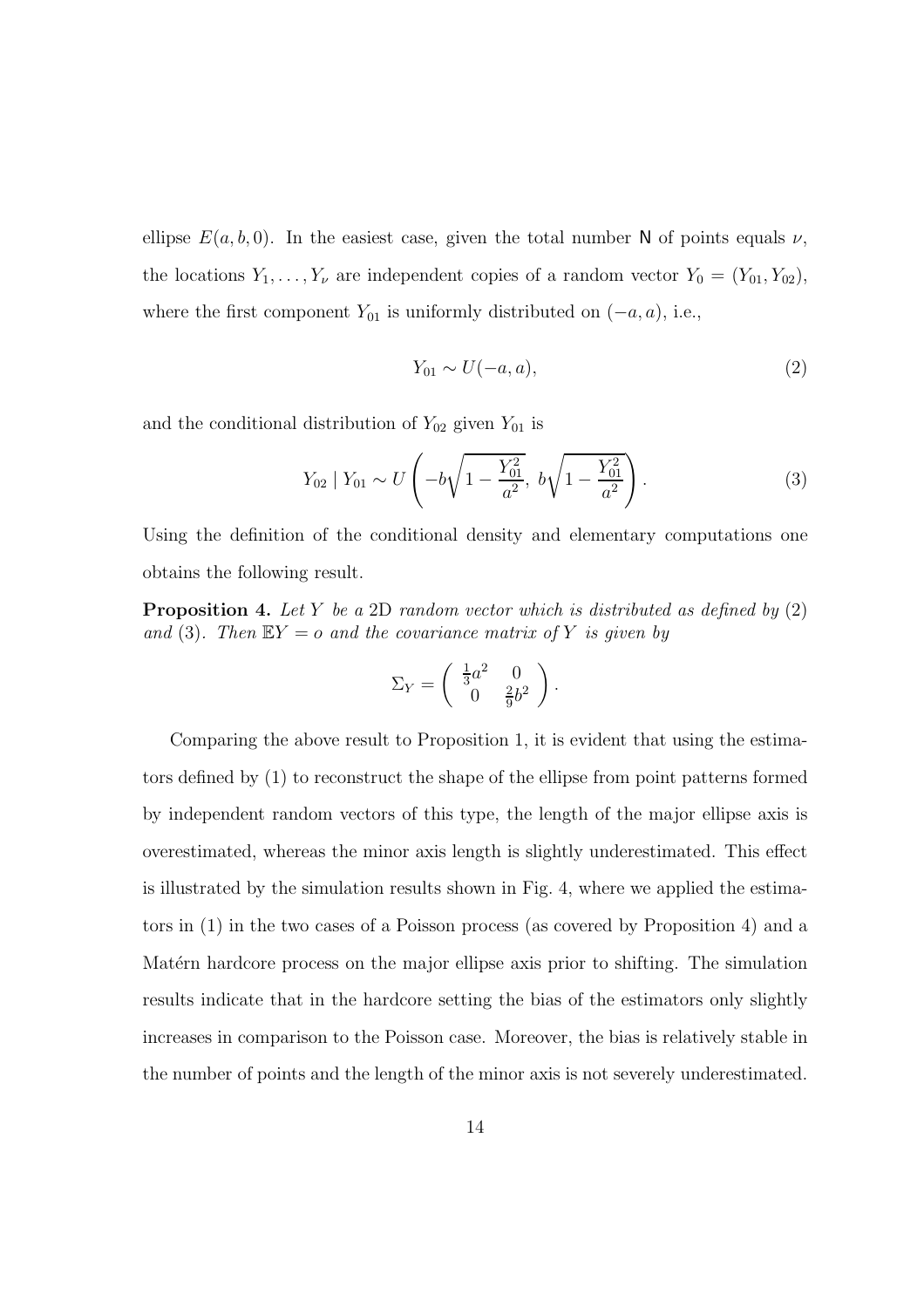ellipse $E(a, b, 0)$. In the easiest case, given the total number $\mathsf{N}$ of points equals $\nu$, the locations $Y_1, \ldots, Y_\nu$ are independent copies of a random vector $Y_0 = (Y_{01}, Y_{02})$, where the first component $Y_{01}$ is uniformly distributed on $(-a, a)$, i.e.,

$$Y_{01} \sim U(-a, a), \tag{2}$$

and the conditional distribution of $Y_{02}$ given $Y_{01}$ is

$$Y_{02} \mid Y_{01} \sim U\left(-b\sqrt{1 - \frac{Y_{01}^2}{a^2}},\ b\sqrt{1 - \frac{Y_{01}^2}{a^2}}\right). \tag{3}$$

Using the definition of the conditional density and elementary computations one obtains the following result.

**Proposition 4.** *Let $Y$ be a* 2D *random vector which is distributed as defined by* (2) *and* (3)*. Then $\mathbb{E}Y = o$ and the covariance matrix of $Y$ is given by*

$$\Sigma_Y = \begin{pmatrix} \frac{1}{3}a^2 & 0 \\ 0 & \frac{2}{9}b^2 \end{pmatrix}.$$

Comparing the above result to Proposition 1, it is evident that using the estimators defined by (1) to reconstruct the shape of the ellipse from point patterns formed by independent random vectors of this type, the length of the major ellipse axis is overestimated, whereas the minor axis length is slightly underestimated. This effect is illustrated by the simulation results shown in Fig. 4, where we applied the estimators in (1) in the two cases of a Poisson process (as covered by Proposition 4) and a Matérn hardcore process on the major ellipse axis prior to shifting. The simulation results indicate that in the hardcore setting the bias of the estimators only slightly increases in comparison to the Poisson case. Moreover, the bias is relatively stable in the number of points and the length of the minor axis is not severely underestimated.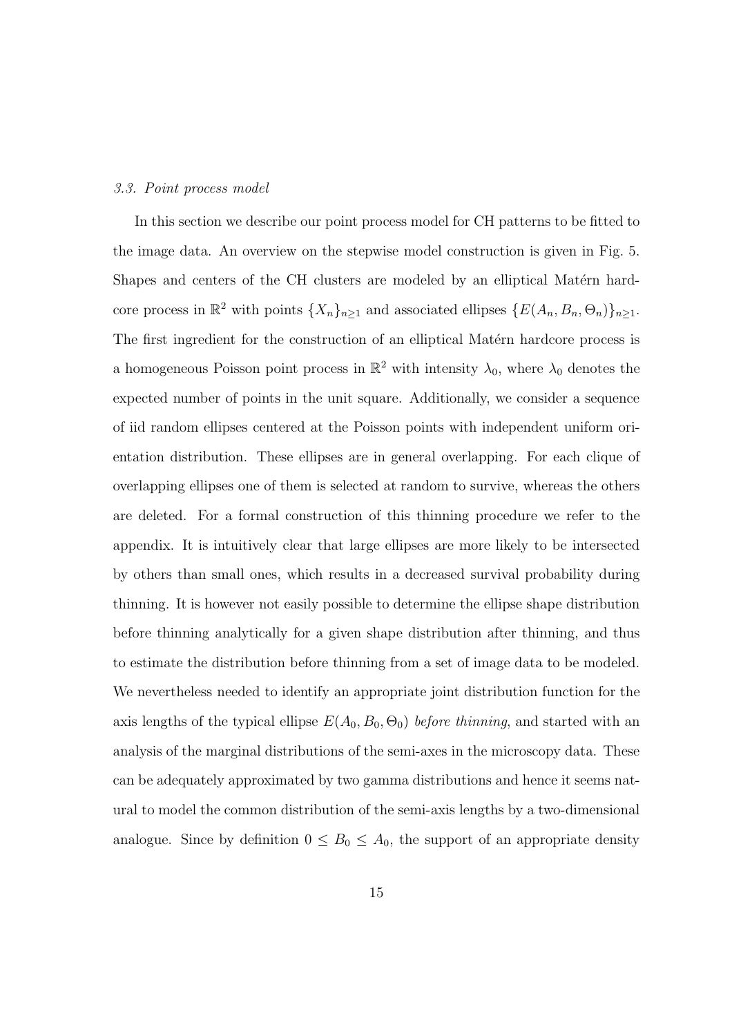### 3.3. Point process model

In this section we describe our point process model for CH patterns to be fitted to the image data. An overview on the stepwise model construction is given in Fig. 5. Shapes and centers of the CH clusters are modeled by an elliptical Matérn hardcore process in $\mathbb{R}^2$ with points $\{X_n\}_{n\geq 1}$ and associated ellipses $\{E(A_n, B_n, \Theta_n)\}_{n\geq 1}$. The first ingredient for the construction of an elliptical Matérn hardcore process is a homogeneous Poisson point process in $\mathbb{R}^2$ with intensity $\lambda_0$, where $\lambda_0$ denotes the expected number of points in the unit square. Additionally, we consider a sequence of iid random ellipses centered at the Poisson points with independent uniform orientation distribution. These ellipses are in general overlapping. For each clique of overlapping ellipses one of them is selected at random to survive, whereas the others are deleted. For a formal construction of this thinning procedure we refer to the appendix. It is intuitively clear that large ellipses are more likely to be intersected by others than small ones, which results in a decreased survival probability during thinning. It is however not easily possible to determine the ellipse shape distribution before thinning analytically for a given shape distribution after thinning, and thus to estimate the distribution before thinning from a set of image data to be modeled. We nevertheless needed to identify an appropriate joint distribution function for the axis lengths of the typical ellipse $E(A_0, B_0, \Theta_0)$ *before thinning*, and started with an analysis of the marginal distributions of the semi-axes in the microscopy data. These can be adequately approximated by two gamma distributions and hence it seems natural to model the common distribution of the semi-axis lengths by a two-dimensional analogue. Since by definition $0 \leq B_0 \leq A_0$, the support of an appropriate density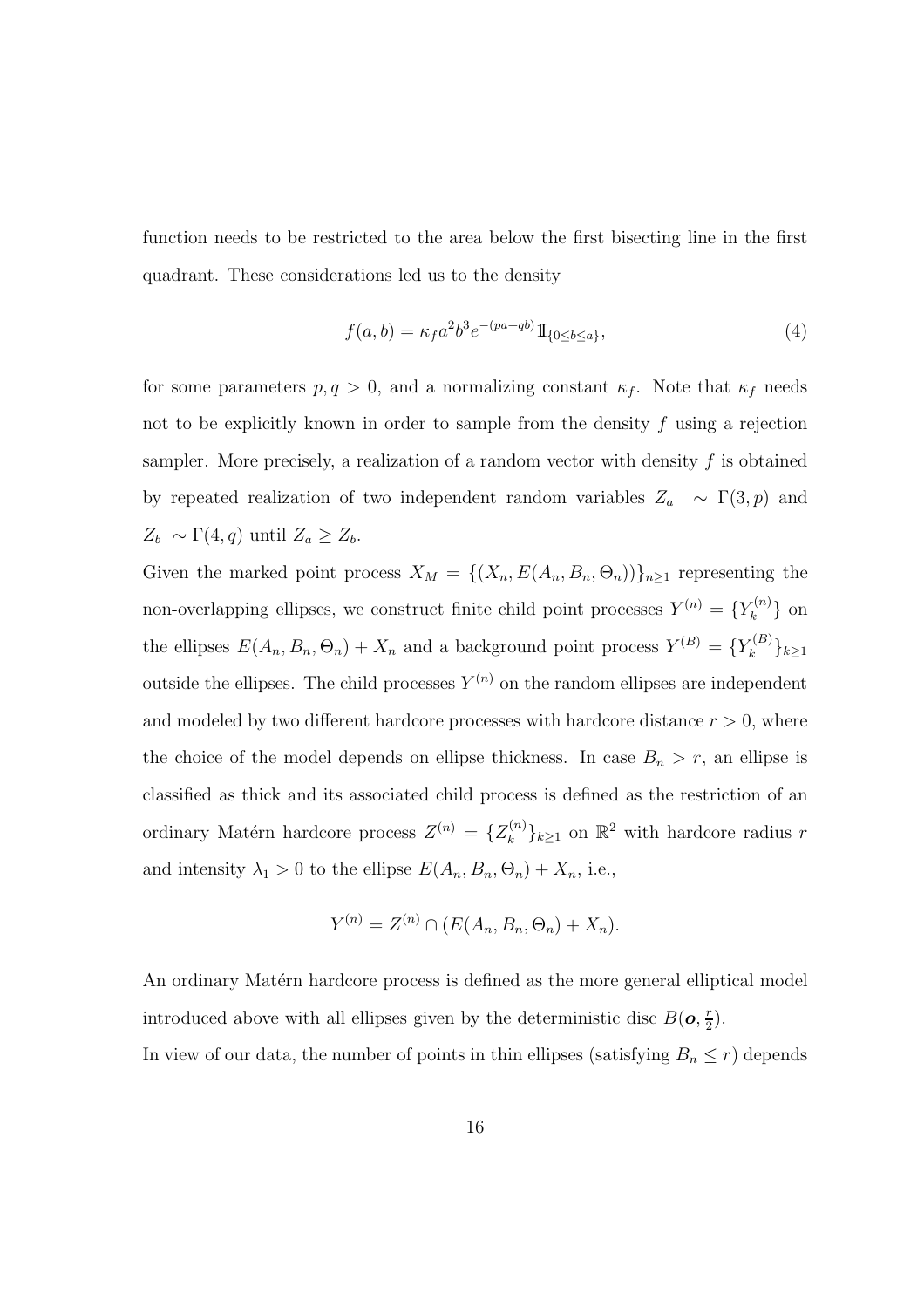function needs to be restricted to the area below the first bisecting line in the first quadrant. These considerations led us to the density

$$f(a,b) = \kappa_f a^2 b^3 e^{-(pa+qb)} \mathbb{1}_{\{0 \le b \le a\}}, \tag{4}$$

for some parameters $p, q > 0$, and a normalizing constant $\kappa_f$. Note that $\kappa_f$ needs not to be explicitly known in order to sample from the density $f$ using a rejection sampler. More precisely, a realization of a random vector with density $f$ is obtained by repeated realization of two independent random variables $Z_a \sim \Gamma(3,p)$ and $Z_b \sim \Gamma(4,q)$ until $Z_a \ge Z_b$.

Given the marked point process $X_M = \{(X_n, E(A_n, B_n, \Theta_n))\}_{n\ge1}$ representing the non-overlapping ellipses, we construct finite child point processes $Y^{(n)} = \{Y_k^{(n)}\}$ on the ellipses $E(A_n, B_n, \Theta_n) + X_n$ and a background point process $Y^{(B)} = \{Y_k^{(B)}\}_{k\ge1}$ outside the ellipses. The child processes $Y^{(n)}$ on the random ellipses are independent and modeled by two different hardcore processes with hardcore distance $r > 0$, where the choice of the model depends on ellipse thickness. In case $B_n > r$, an ellipse is classified as thick and its associated child process is defined as the restriction of an ordinary Matérn hardcore process $Z^{(n)} = \{Z_k^{(n)}\}_{k\ge1}$ on $\mathbb{R}^2$ with hardcore radius $r$ and intensity $\lambda_1 > 0$ to the ellipse $E(A_n, B_n, \Theta_n) + X_n$, i.e.,

$$Y^{(n)} = Z^{(n)} \cap (E(A_n, B_n, \Theta_n) + X_n).$$

An ordinary Matérn hardcore process is defined as the more general elliptical model introduced above with all ellipses given by the deterministic disc $B(\boldsymbol{o}, \frac{r}{2})$.

In view of our data, the number of points in thin ellipses (satisfying $B_n \le r$) depends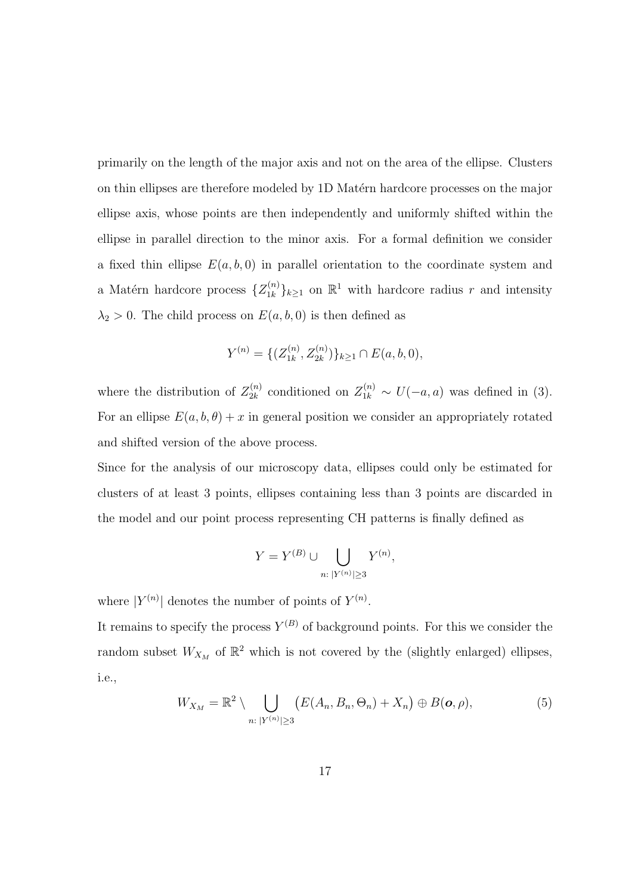primarily on the length of the major axis and not on the area of the ellipse. Clusters on thin ellipses are therefore modeled by 1D Matérn hardcore processes on the major ellipse axis, whose points are then independently and uniformly shifted within the ellipse in parallel direction to the minor axis. For a formal definition we consider a fixed thin ellipse $E(a, b, 0)$ in parallel orientation to the coordinate system and a Matérn hardcore process $\{Z_{1k}^{(n)}\}_{k\geq 1}$ on $\mathbb{R}^1$ with hardcore radius $r$ and intensity $\lambda_2 > 0$. The child process on $E(a, b, 0)$ is then defined as

$$Y^{(n)} = \{(Z_{1k}^{(n)}, Z_{2k}^{(n)})\}_{k\geq 1} \cap E(a, b, 0),$$

where the distribution of $Z_{2k}^{(n)}$ conditioned on $Z_{1k}^{(n)} \sim U(-a, a)$ was defined in (3). For an ellipse $E(a, b, \theta) + x$ in general position we consider an appropriately rotated and shifted version of the above process.

Since for the analysis of our microscopy data, ellipses could only be estimated for clusters of at least 3 points, ellipses containing less than 3 points are discarded in the model and our point process representing CH patterns is finally defined as

$$Y = Y^{(B)} \cup \bigcup_{n:\, |Y^{(n)}|\geq 3} Y^{(n)},$$

where $|Y^{(n)}|$ denotes the number of points of $Y^{(n)}$.

It remains to specify the process $Y^{(B)}$ of background points. For this we consider the random subset $W_{X_M}$ of $\mathbb{R}^2$ which is not covered by the (slightly enlarged) ellipses, i.e.,

$$W_{X_M} = \mathbb{R}^2 \setminus \bigcup_{n:\, |Y^{(n)}|\geq 3} \big(E(A_n, B_n, \Theta_n) + X_n\big) \oplus B(\boldsymbol{o}, \rho), \tag{5}$$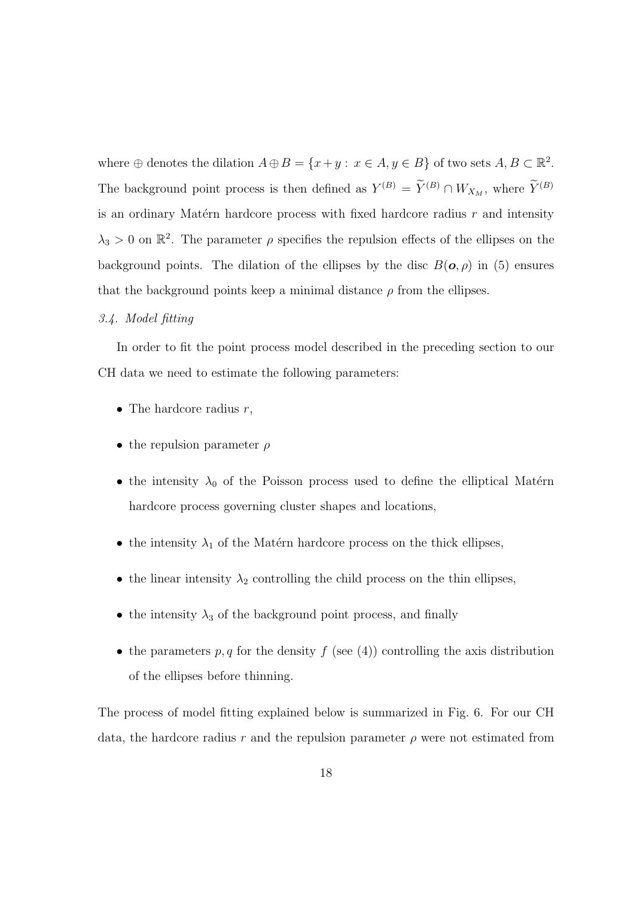where $\oplus$ denotes the dilation $A \oplus B = \{x + y : x \in A, y \in B\}$ of two sets $A, B \subset \mathbb{R}^2$. The background point process is then defined as $Y^{(B)} = \widetilde{Y}^{(B)} \cap W_{X_M}$, where $\widetilde{Y}^{(B)}$ is an ordinary Matérn hardcore process with fixed hardcore radius $r$ and intensity $\lambda_3 > 0$ on $\mathbb{R}^2$. The parameter $\rho$ specifies the repulsion effects of the ellipses on the background points. The dilation of the ellipses by the disc $B(\boldsymbol{o}, \rho)$ in (5) ensures that the background points keep a minimal distance $\rho$ from the ellipses.

### *3.4. Model fitting*

In order to fit the point process model described in the preceding section to our CH data we need to estimate the following parameters:

- The hardcore radius $r$,
- the repulsion parameter $\rho$
- the intensity $\lambda_0$ of the Poisson process used to define the elliptical Matérn hardcore process governing cluster shapes and locations,
- the intensity $\lambda_1$ of the Matérn hardcore process on the thick ellipses,
- the linear intensity $\lambda_2$ controlling the child process on the thin ellipses,
- the intensity $\lambda_3$ of the background point process, and finally
- the parameters $p, q$ for the density $f$ (see (4)) controlling the axis distribution of the ellipses before thinning.

The process of model fitting explained below is summarized in Fig. 6. For our CH data, the hardcore radius $r$ and the repulsion parameter $\rho$ were not estimated from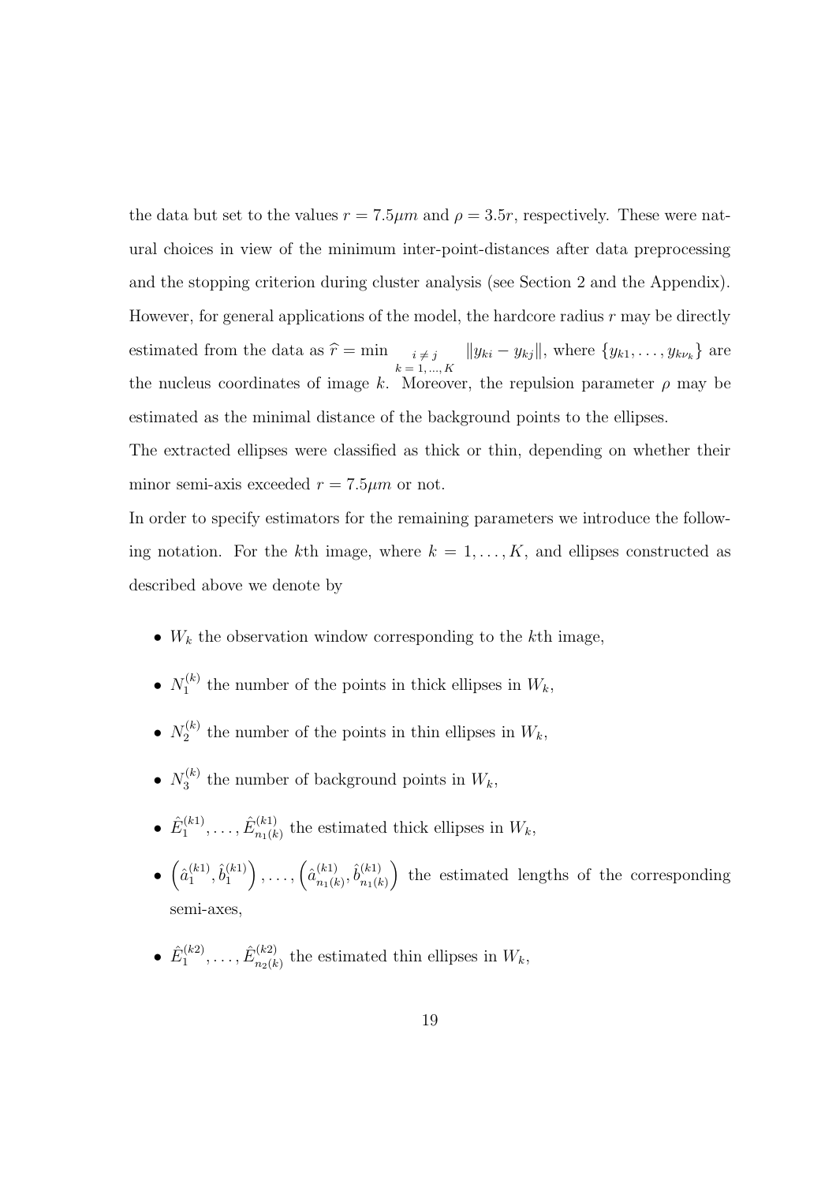the data but set to the values $r = 7.5\mu m$ and $\rho = 3.5r$, respectively. These were natural choices in view of the minimum inter-point-distances after data preprocessing and the stopping criterion during cluster analysis (see Section 2 and the Appendix). However, for general applications of the model, the hardcore radius $r$ may be directly estimated from the data as $\widehat{r} = \min_{\substack{i \neq j \\ k = 1, \ldots, K}} \|y_{ki} - y_{kj}\|$, where $\{y_{k1}, \ldots, y_{k\nu_k}\}$ are the nucleus coordinates of image $k$. Moreover, the repulsion parameter $\rho$ may be estimated as the minimal distance of the background points to the ellipses.

The extracted ellipses were classified as thick or thin, depending on whether their minor semi-axis exceeded $r = 7.5\mu m$ or not.

In order to specify estimators for the remaining parameters we introduce the following notation. For the $k$th image, where $k = 1, \ldots, K$, and ellipses constructed as described above we denote by

- $W_k$ the observation window corresponding to the $k$th image,
- $N_1^{(k)}$ the number of the points in thick ellipses in $W_k$,
- $N_2^{(k)}$ the number of the points in thin ellipses in $W_k$,
- $N_3^{(k)}$ the number of background points in $W_k$,
- $\hat{E}_1^{(k1)}, \ldots, \hat{E}_{n_1(k)}^{(k1)}$ the estimated thick ellipses in $W_k$,
- $\left(\hat{a}_1^{(k1)}, \hat{b}_1^{(k1)}\right), \ldots, \left(\hat{a}_{n_1(k)}^{(k1)}, \hat{b}_{n_1(k)}^{(k1)}\right)$ the estimated lengths of the corresponding semi-axes,
- $\hat{E}_1^{(k2)}, \ldots, \hat{E}_{n_2(k)}^{(k2)}$ the estimated thin ellipses in $W_k$,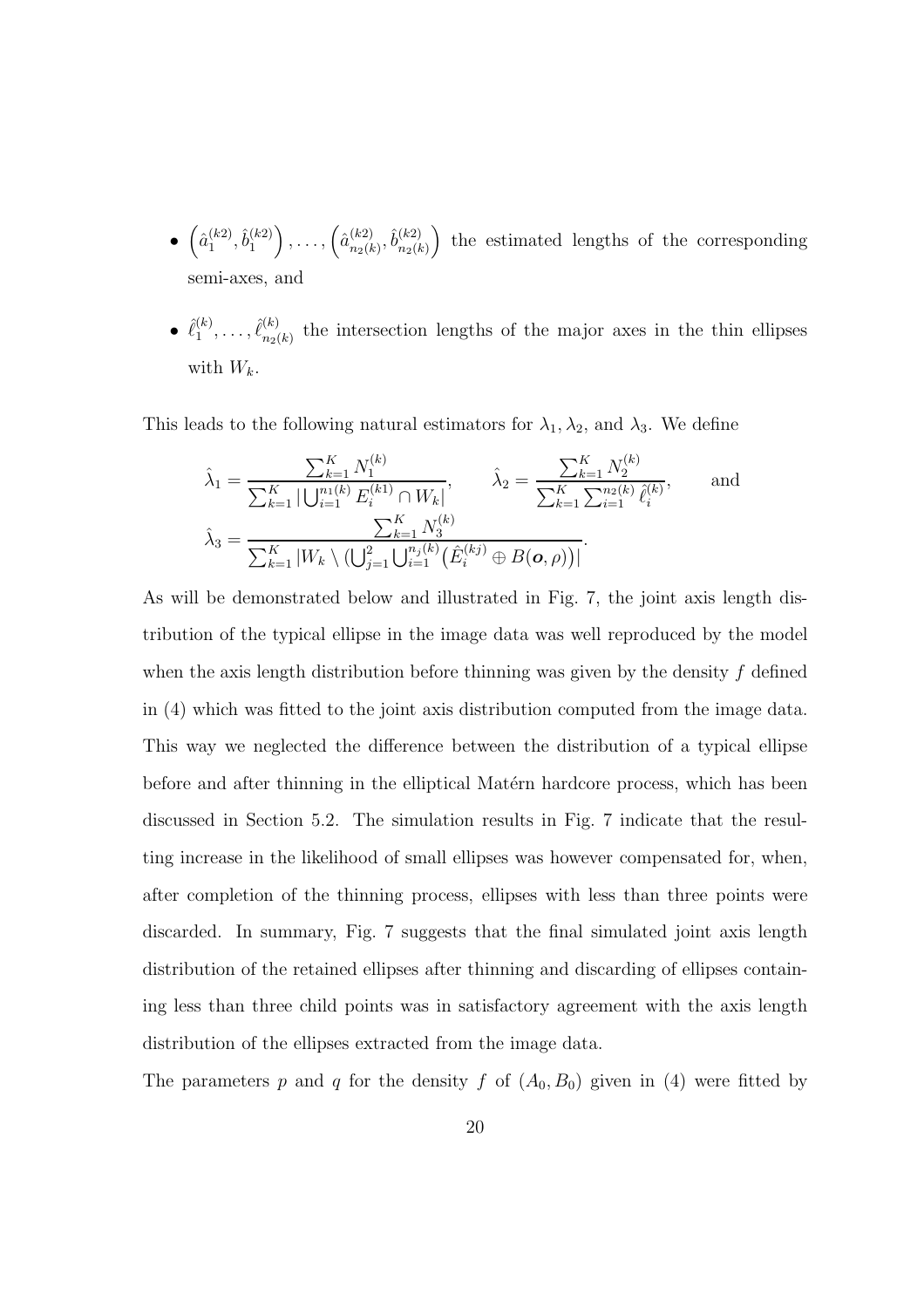- $\left(\hat{a}_1^{(k2)}, \hat{b}_1^{(k2)}\right), \ldots, \left(\hat{a}_{n_2(k)}^{(k2)}, \hat{b}_{n_2(k)}^{(k2)}\right)$ the estimated lengths of the corresponding semi-axes, and
- $\hat{\ell}_1^{(k)}, \ldots, \hat{\ell}_{n_2(k)}^{(k)}$ the intersection lengths of the major axes in the thin ellipses with $W_k$.

This leads to the following natural estimators for $\lambda_1, \lambda_2$, and $\lambda_3$. We define

$$\hat{\lambda}_1 = \frac{\sum_{k=1}^K N_1^{(k)}}{\sum_{k=1}^K |\bigcup_{i=1}^{n_1(k)} E_i^{(k1)} \cap W_k|}, \qquad \hat{\lambda}_2 = \frac{\sum_{k=1}^K N_2^{(k)}}{\sum_{k=1}^K \sum_{i=1}^{n_2(k)} \hat{\ell}_i^{(k)}}, \qquad \text{and}$$
$$\hat{\lambda}_3 = \frac{\sum_{k=1}^K N_3^{(k)}}{\sum_{k=1}^K |W_k \setminus (\bigcup_{j=1}^2 \bigcup_{i=1}^{n_j(k)} (\hat{E}_i^{(kj)} \oplus B(\boldsymbol{o}, \rho))|}.$$

As will be demonstrated below and illustrated in Fig. 7, the joint axis length distribution of the typical ellipse in the image data was well reproduced by the model when the axis length distribution before thinning was given by the density $f$ defined in (4) which was fitted to the joint axis distribution computed from the image data. This way we neglected the difference between the distribution of a typical ellipse before and after thinning in the elliptical Matérn hardcore process, which has been discussed in Section 5.2. The simulation results in Fig. 7 indicate that the resulting increase in the likelihood of small ellipses was however compensated for, when, after completion of the thinning process, ellipses with less than three points were discarded. In summary, Fig. 7 suggests that the final simulated joint axis length distribution of the retained ellipses after thinning and discarding of ellipses containing less than three child points was in satisfactory agreement with the axis length distribution of the ellipses extracted from the image data.

The parameters $p$ and $q$ for the density $f$ of $(A_0, B_0)$ given in (4) were fitted by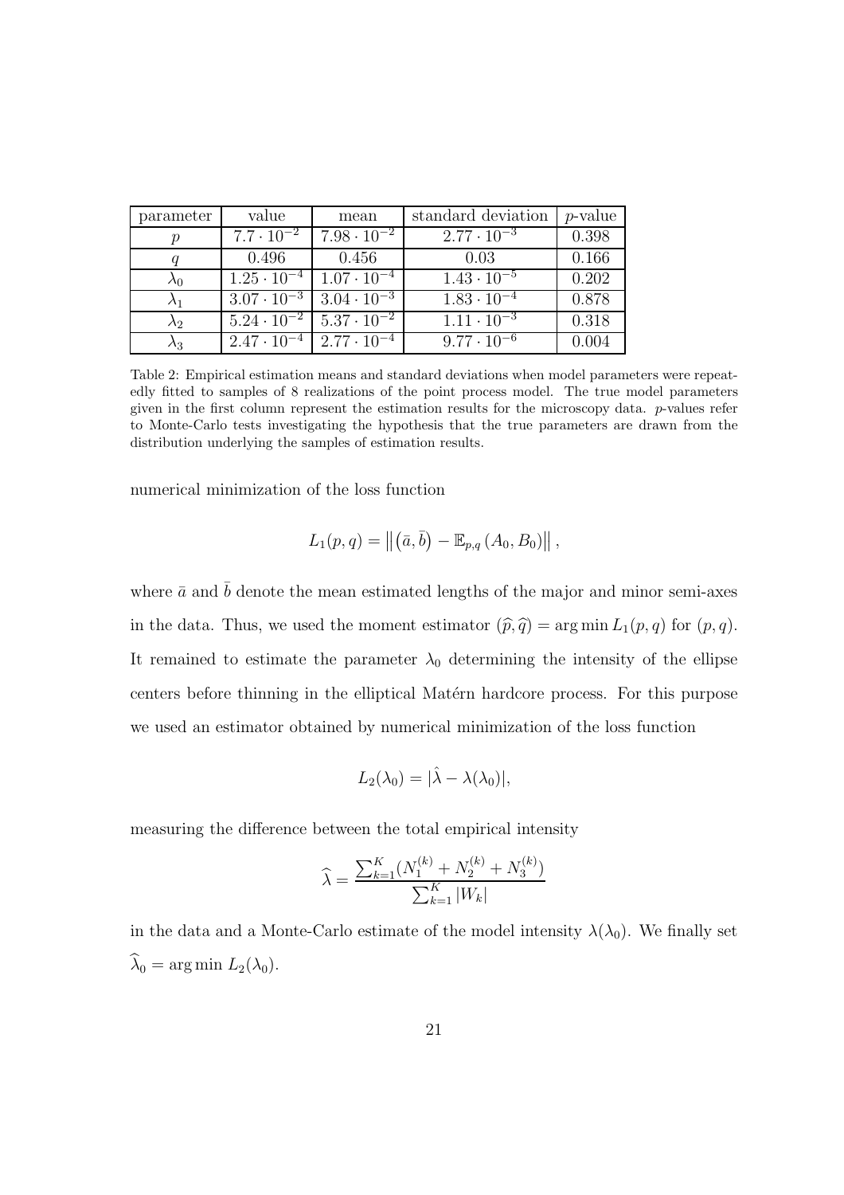| parameter | value | mean | standard deviation | $p$-value |
| --- | --- | --- | --- | --- |
| $p$ | $7.7 \cdot 10^{-2}$ | $7.98 \cdot 10^{-2}$ | $2.77 \cdot 10^{-3}$ | 0.398 |
| $q$ | 0.496 | 0.456 | 0.03 | 0.166 |
| $\lambda_0$ | $1.25 \cdot 10^{-4}$ | $1.07 \cdot 10^{-4}$ | $1.43 \cdot 10^{-5}$ | 0.202 |
| $\lambda_1$ | $3.07 \cdot 10^{-3}$ | $3.04 \cdot 10^{-3}$ | $1.83 \cdot 10^{-4}$ | 0.878 |
| $\lambda_2$ | $5.24 \cdot 10^{-2}$ | $5.37 \cdot 10^{-2}$ | $1.11 \cdot 10^{-3}$ | 0.318 |
| $\lambda_3$ | $2.47 \cdot 10^{-4}$ | $2.77 \cdot 10^{-4}$ | $9.77 \cdot 10^{-6}$ | 0.004 |

Table 2: Empirical estimation means and standard deviations when model parameters were repeatedly fitted to samples of 8 realizations of the point process model. The true model parameters given in the first column represent the estimation results for the microscopy data. $p$-values refer to Monte-Carlo tests investigating the hypothesis that the true parameters are drawn from the distribution underlying the samples of estimation results.

numerical minimization of the loss function

$$L_1(p,q) = \left\| \left(\bar{a}, \bar{b}\right) - \mathbb{E}_{p,q}\left(A_0, B_0\right) \right\|,$$

where $\bar{a}$ and $\bar{b}$ denote the mean estimated lengths of the major and minor semi-axes in the data. Thus, we used the moment estimator $(\widehat{p}, \widehat{q}) = \arg\min L_1(p,q)$ for $(p,q)$. It remained to estimate the parameter $\lambda_0$ determining the intensity of the ellipse centers before thinning in the elliptical Matérn hardcore process. For this purpose we used an estimator obtained by numerical minimization of the loss function

$$L_2(\lambda_0) = |\hat{\lambda} - \lambda(\lambda_0)|,$$

measuring the difference between the total empirical intensity

$$\widehat{\lambda} = \frac{\sum_{k=1}^{K} (N_1^{(k)} + N_2^{(k)} + N_3^{(k)})}{\sum_{k=1}^{K} |W_k|}$$

in the data and a Monte-Carlo estimate of the model intensity $\lambda(\lambda_0)$. We finally set $\widehat{\lambda}_0 = \arg\min L_2(\lambda_0)$.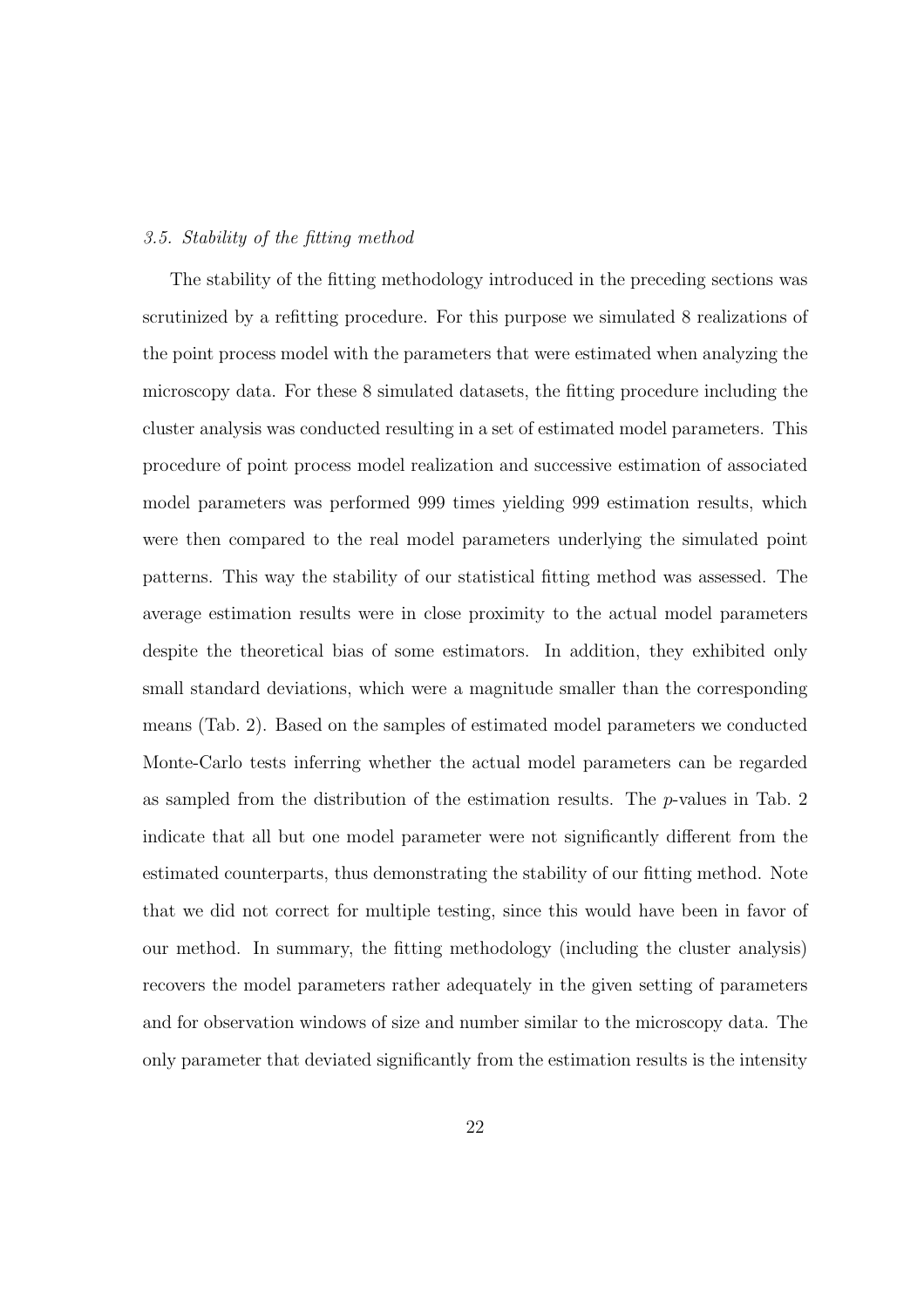### *3.5. Stability of the fitting method*

The stability of the fitting methodology introduced in the preceding sections was scrutinized by a refitting procedure. For this purpose we simulated 8 realizations of the point process model with the parameters that were estimated when analyzing the microscopy data. For these 8 simulated datasets, the fitting procedure including the cluster analysis was conducted resulting in a set of estimated model parameters. This procedure of point process model realization and successive estimation of associated model parameters was performed 999 times yielding 999 estimation results, which were then compared to the real model parameters underlying the simulated point patterns. This way the stability of our statistical fitting method was assessed. The average estimation results were in close proximity to the actual model parameters despite the theoretical bias of some estimators. In addition, they exhibited only small standard deviations, which were a magnitude smaller than the corresponding means (Tab. 2). Based on the samples of estimated model parameters we conducted Monte-Carlo tests inferring whether the actual model parameters can be regarded as sampled from the distribution of the estimation results. The $p$-values in Tab. 2 indicate that all but one model parameter were not significantly different from the estimated counterparts, thus demonstrating the stability of our fitting method. Note that we did not correct for multiple testing, since this would have been in favor of our method. In summary, the fitting methodology (including the cluster analysis) recovers the model parameters rather adequately in the given setting of parameters and for observation windows of size and number similar to the microscopy data. The only parameter that deviated significantly from the estimation results is the intensity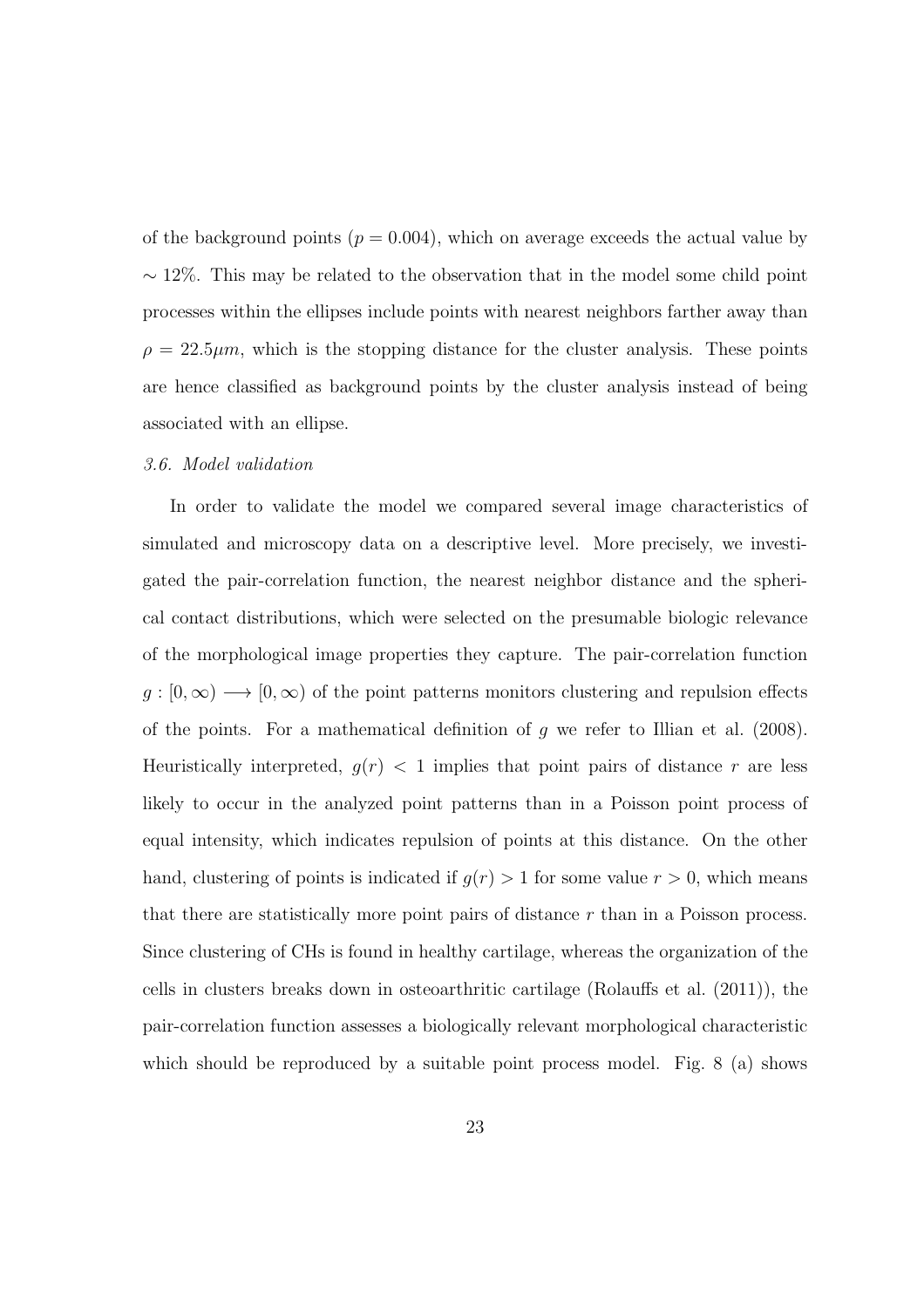of the background points ($p = 0.004$), which on average exceeds the actual value by $\sim 12\%$. This may be related to the observation that in the model some child point processes within the ellipses include points with nearest neighbors farther away than $\rho = 22.5\mu m$, which is the stopping distance for the cluster analysis. These points are hence classified as background points by the cluster analysis instead of being associated with an ellipse.

### *3.6. Model validation*

In order to validate the model we compared several image characteristics of simulated and microscopy data on a descriptive level. More precisely, we investigated the pair-correlation function, the nearest neighbor distance and the spherical contact distributions, which were selected on the presumable biologic relevance of the morphological image properties they capture. The pair-correlation function $g : [0, \infty) \longrightarrow [0, \infty)$ of the point patterns monitors clustering and repulsion effects of the points. For a mathematical definition of $g$ we refer to Illian et al. (2008). Heuristically interpreted, $g(r) < 1$ implies that point pairs of distance $r$ are less likely to occur in the analyzed point patterns than in a Poisson point process of equal intensity, which indicates repulsion of points at this distance. On the other hand, clustering of points is indicated if $g(r) > 1$ for some value $r > 0$, which means that there are statistically more point pairs of distance $r$ than in a Poisson process. Since clustering of CHs is found in healthy cartilage, whereas the organization of the cells in clusters breaks down in osteoarthritic cartilage (Rolauffs et al. (2011)), the pair-correlation function assesses a biologically relevant morphological characteristic which should be reproduced by a suitable point process model. Fig. 8 (a) shows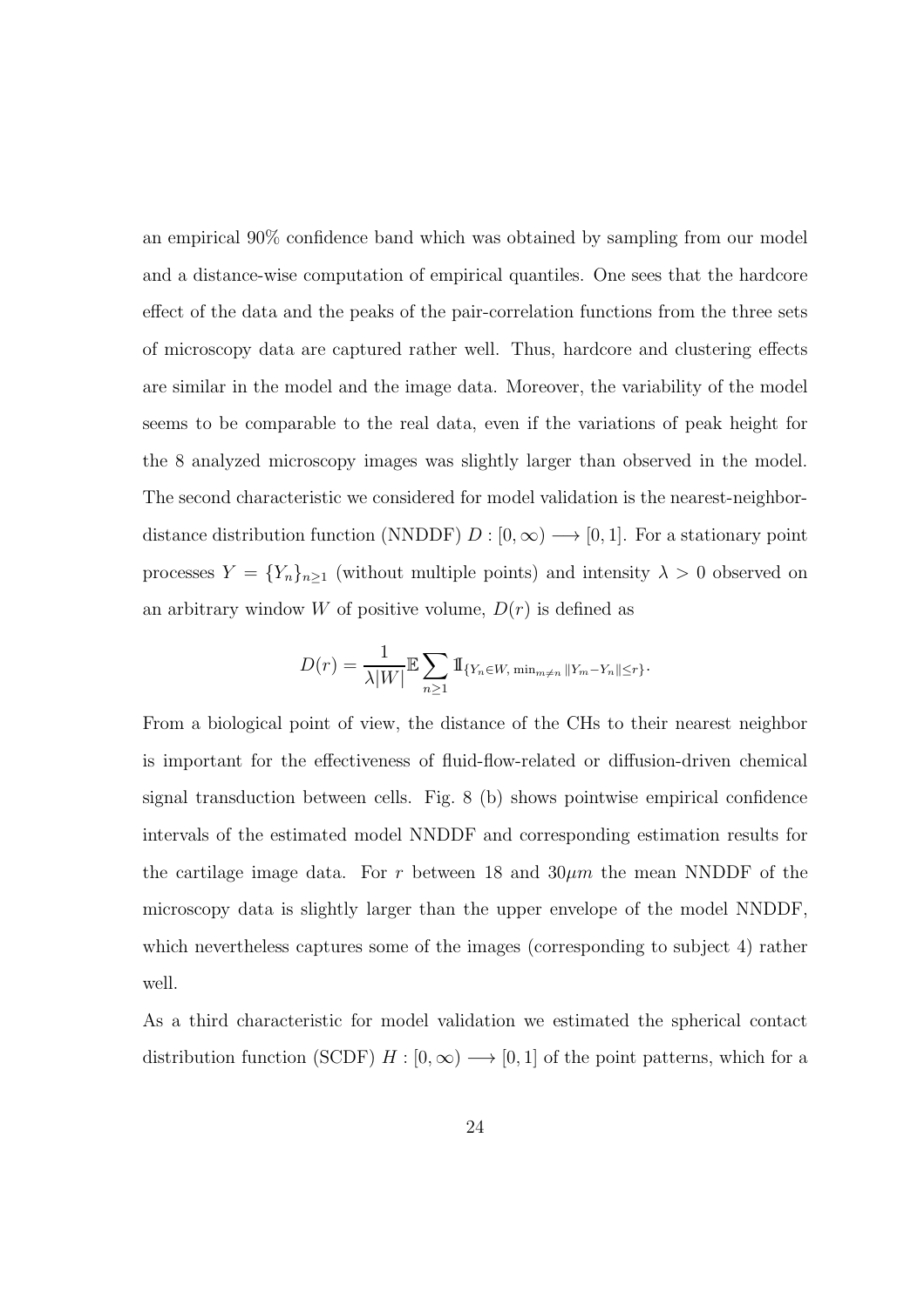an empirical 90% confidence band which was obtained by sampling from our model and a distance-wise computation of empirical quantiles. One sees that the hardcore effect of the data and the peaks of the pair-correlation functions from the three sets of microscopy data are captured rather well. Thus, hardcore and clustering effects are similar in the model and the image data. Moreover, the variability of the model seems to be comparable to the real data, even if the variations of peak height for the 8 analyzed microscopy images was slightly larger than observed in the model. The second characteristic we considered for model validation is the nearest-neighbor-distance distribution function (NNDDF) $D : [0, \infty) \longrightarrow [0, 1]$. For a stationary point processes $Y = \{Y_n\}_{n \geq 1}$ (without multiple points) and intensity $\lambda > 0$ observed on an arbitrary window $W$ of positive volume, $D(r)$ is defined as

$$D(r) = \frac{1}{\lambda |W|} \mathbb{E} \sum_{n \geq 1} \mathbb{1}_{\{Y_n \in W, \, \min_{m \neq n} \|Y_m - Y_n\| \leq r\}}.$$

From a biological point of view, the distance of the CHs to their nearest neighbor is important for the effectiveness of fluid-flow-related or diffusion-driven chemical signal transduction between cells. Fig. 8 (b) shows pointwise empirical confidence intervals of the estimated model NNDDF and corresponding estimation results for the cartilage image data. For $r$ between 18 and $30\mu m$ the mean NNDDF of the microscopy data is slightly larger than the upper envelope of the model NNDDF, which nevertheless captures some of the images (corresponding to subject 4) rather well.

As a third characteristic for model validation we estimated the spherical contact distribution function (SCDF) $H : [0, \infty) \longrightarrow [0, 1]$ of the point patterns, which for a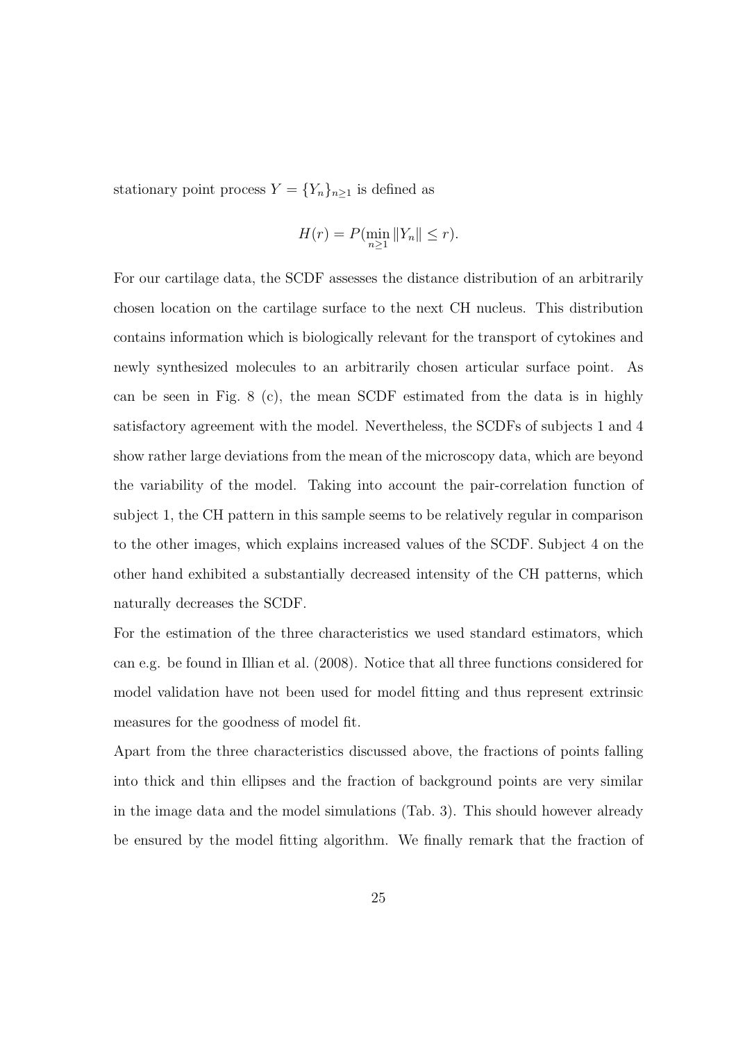stationary point process $Y = \{Y_n\}_{n \geq 1}$ is defined as

$$H(r) = P(\min_{n \geq 1} \|Y_n\| \leq r).$$

For our cartilage data, the SCDF assesses the distance distribution of an arbitrarily chosen location on the cartilage surface to the next CH nucleus. This distribution contains information which is biologically relevant for the transport of cytokines and newly synthesized molecules to an arbitrarily chosen articular surface point. As can be seen in Fig. 8 (c), the mean SCDF estimated from the data is in highly satisfactory agreement with the model. Nevertheless, the SCDFs of subjects 1 and 4 show rather large deviations from the mean of the microscopy data, which are beyond the variability of the model. Taking into account the pair-correlation function of subject 1, the CH pattern in this sample seems to be relatively regular in comparison to the other images, which explains increased values of the SCDF. Subject 4 on the other hand exhibited a substantially decreased intensity of the CH patterns, which naturally decreases the SCDF.

For the estimation of the three characteristics we used standard estimators, which can e.g. be found in Illian et al. (2008). Notice that all three functions considered for model validation have not been used for model fitting and thus represent extrinsic measures for the goodness of model fit.

Apart from the three characteristics discussed above, the fractions of points falling into thick and thin ellipses and the fraction of background points are very similar in the image data and the model simulations (Tab. 3). This should however already be ensured by the model fitting algorithm. We finally remark that the fraction of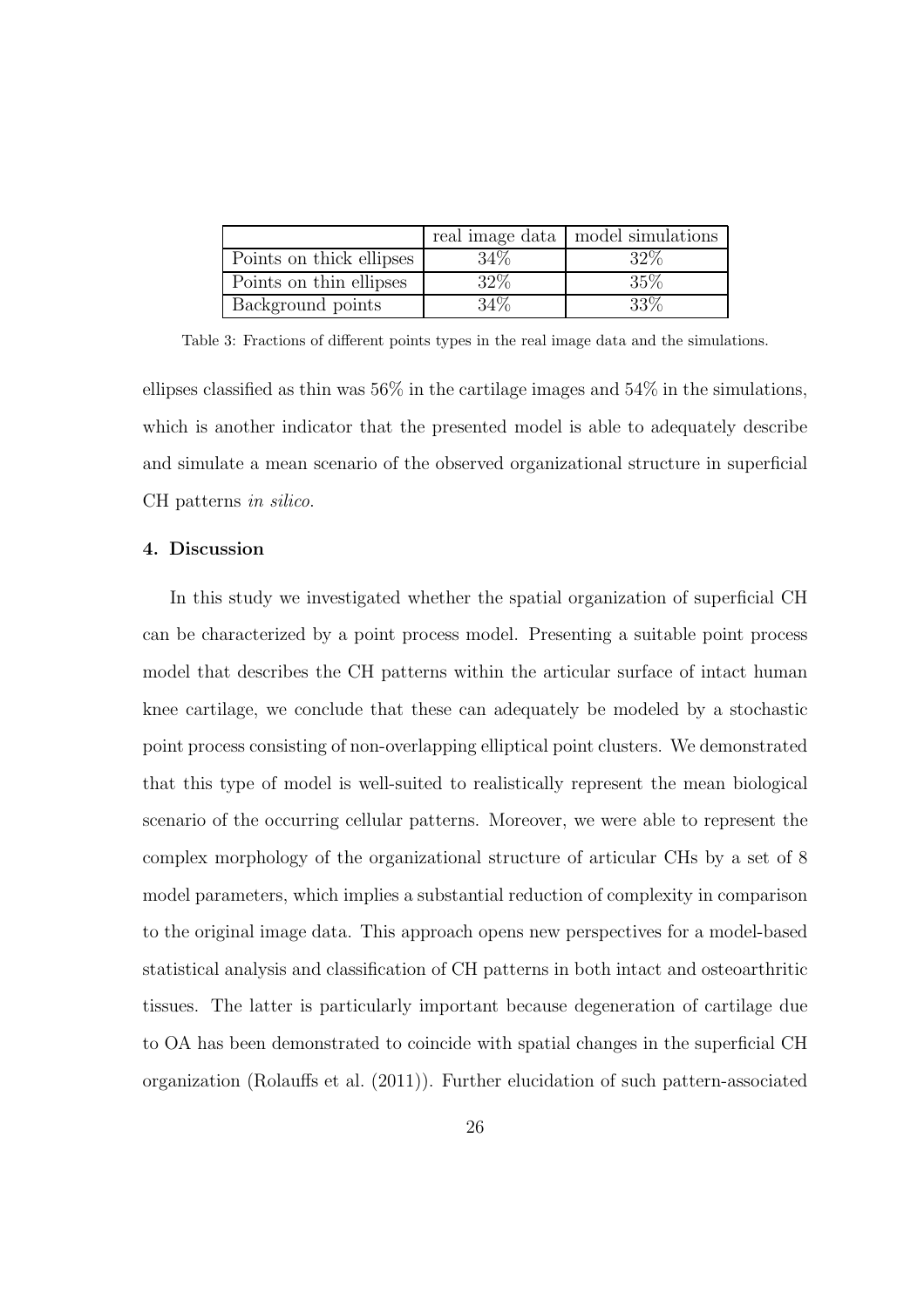| | real image data | model simulations |
|---|---|---|
| Points on thick ellipses | 34% | 32% |
| Points on thin ellipses | 32% | 35% |
| Background points | 34% | 33% |

Table 3: Fractions of different points types in the real image data and the simulations.

ellipses classified as thin was 56% in the cartilage images and 54% in the simulations, which is another indicator that the presented model is able to adequately describe and simulate a mean scenario of the observed organizational structure in superficial CH patterns *in silico*.

### 4. Discussion

In this study we investigated whether the spatial organization of superficial CH can be characterized by a point process model. Presenting a suitable point process model that describes the CH patterns within the articular surface of intact human knee cartilage, we conclude that these can adequately be modeled by a stochastic point process consisting of non-overlapping elliptical point clusters. We demonstrated that this type of model is well-suited to realistically represent the mean biological scenario of the occurring cellular patterns. Moreover, we were able to represent the complex morphology of the organizational structure of articular CHs by a set of 8 model parameters, which implies a substantial reduction of complexity in comparison to the original image data. This approach opens new perspectives for a model-based statistical analysis and classification of CH patterns in both intact and osteoarthritic tissues. The latter is particularly important because degeneration of cartilage due to OA has been demonstrated to coincide with spatial changes in the superficial CH organization (Rolauffs et al. (2011)). Further elucidation of such pattern-associated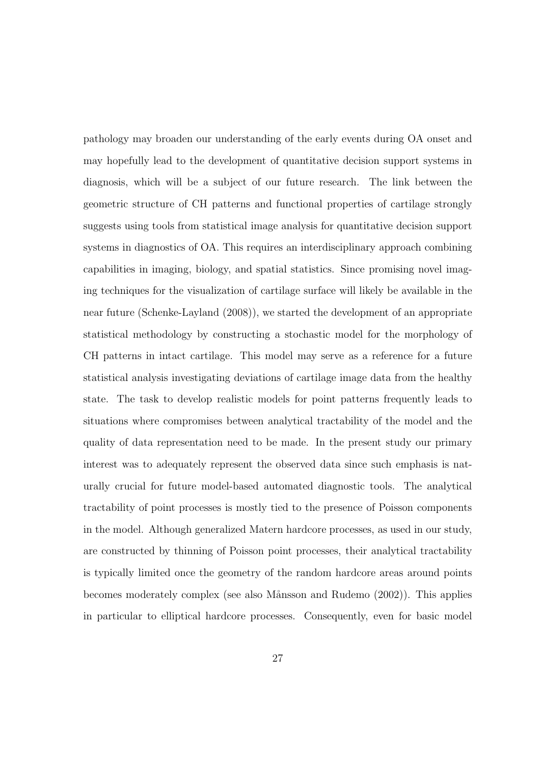pathology may broaden our understanding of the early events during OA onset and may hopefully lead to the development of quantitative decision support systems in diagnosis, which will be a subject of our future research. The link between the geometric structure of CH patterns and functional properties of cartilage strongly suggests using tools from statistical image analysis for quantitative decision support systems in diagnostics of OA. This requires an interdisciplinary approach combining capabilities in imaging, biology, and spatial statistics. Since promising novel imaging techniques for the visualization of cartilage surface will likely be available in the near future (Schenke-Layland (2008)), we started the development of an appropriate statistical methodology by constructing a stochastic model for the morphology of CH patterns in intact cartilage. This model may serve as a reference for a future statistical analysis investigating deviations of cartilage image data from the healthy state. The task to develop realistic models for point patterns frequently leads to situations where compromises between analytical tractability of the model and the quality of data representation need to be made. In the present study our primary interest was to adequately represent the observed data since such emphasis is naturally crucial for future model-based automated diagnostic tools. The analytical tractability of point processes is mostly tied to the presence of Poisson components in the model. Although generalized Matern hardcore processes, as used in our study, are constructed by thinning of Poisson point processes, their analytical tractability is typically limited once the geometry of the random hardcore areas around points becomes moderately complex (see also Månsson and Rudemo (2002)). This applies in particular to elliptical hardcore processes. Consequently, even for basic model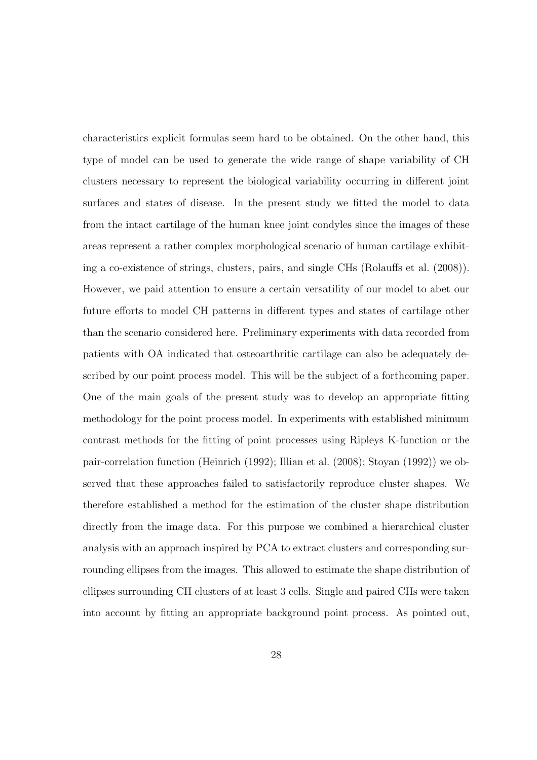characteristics explicit formulas seem hard to be obtained. On the other hand, this type of model can be used to generate the wide range of shape variability of CH clusters necessary to represent the biological variability occurring in different joint surfaces and states of disease. In the present study we fitted the model to data from the intact cartilage of the human knee joint condyles since the images of these areas represent a rather complex morphological scenario of human cartilage exhibiting a co-existence of strings, clusters, pairs, and single CHs (Rolauffs et al. (2008)). However, we paid attention to ensure a certain versatility of our model to abet our future efforts to model CH patterns in different types and states of cartilage other than the scenario considered here. Preliminary experiments with data recorded from patients with OA indicated that osteoarthritic cartilage can also be adequately described by our point process model. This will be the subject of a forthcoming paper. One of the main goals of the present study was to develop an appropriate fitting methodology for the point process model. In experiments with established minimum contrast methods for the fitting of point processes using Ripleys K-function or the pair-correlation function (Heinrich (1992); Illian et al. (2008); Stoyan (1992)) we observed that these approaches failed to satisfactorily reproduce cluster shapes. We therefore established a method for the estimation of the cluster shape distribution directly from the image data. For this purpose we combined a hierarchical cluster analysis with an approach inspired by PCA to extract clusters and corresponding surrounding ellipses from the images. This allowed to estimate the shape distribution of ellipses surrounding CH clusters of at least 3 cells. Single and paired CHs were taken into account by fitting an appropriate background point process. As pointed out,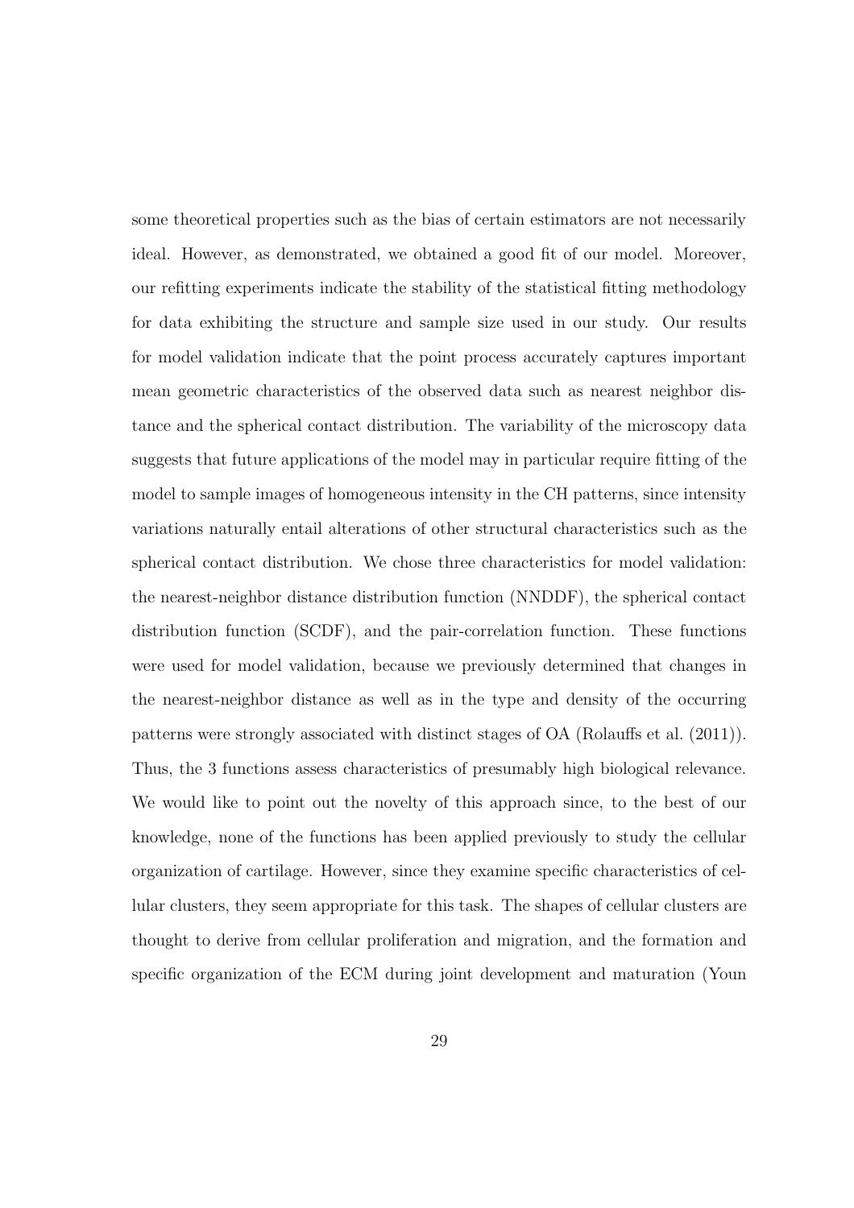some theoretical properties such as the bias of certain estimators are not necessarily ideal. However, as demonstrated, we obtained a good fit of our model. Moreover, our refitting experiments indicate the stability of the statistical fitting methodology for data exhibiting the structure and sample size used in our study. Our results for model validation indicate that the point process accurately captures important mean geometric characteristics of the observed data such as nearest neighbor distance and the spherical contact distribution. The variability of the microscopy data suggests that future applications of the model may in particular require fitting of the model to sample images of homogeneous intensity in the CH patterns, since intensity variations naturally entail alterations of other structural characteristics such as the spherical contact distribution. We chose three characteristics for model validation: the nearest-neighbor distance distribution function (NNDDF), the spherical contact distribution function (SCDF), and the pair-correlation function. These functions were used for model validation, because we previously determined that changes in the nearest-neighbor distance as well as in the type and density of the occurring patterns were strongly associated with distinct stages of OA (Rolauffs et al. (2011)). Thus, the 3 functions assess characteristics of presumably high biological relevance. We would like to point out the novelty of this approach since, to the best of our knowledge, none of the functions has been applied previously to study the cellular organization of cartilage. However, since they examine specific characteristics of cellular clusters, they seem appropriate for this task. The shapes of cellular clusters are thought to derive from cellular proliferation and migration, and the formation and specific organization of the ECM during joint development and maturation (Youn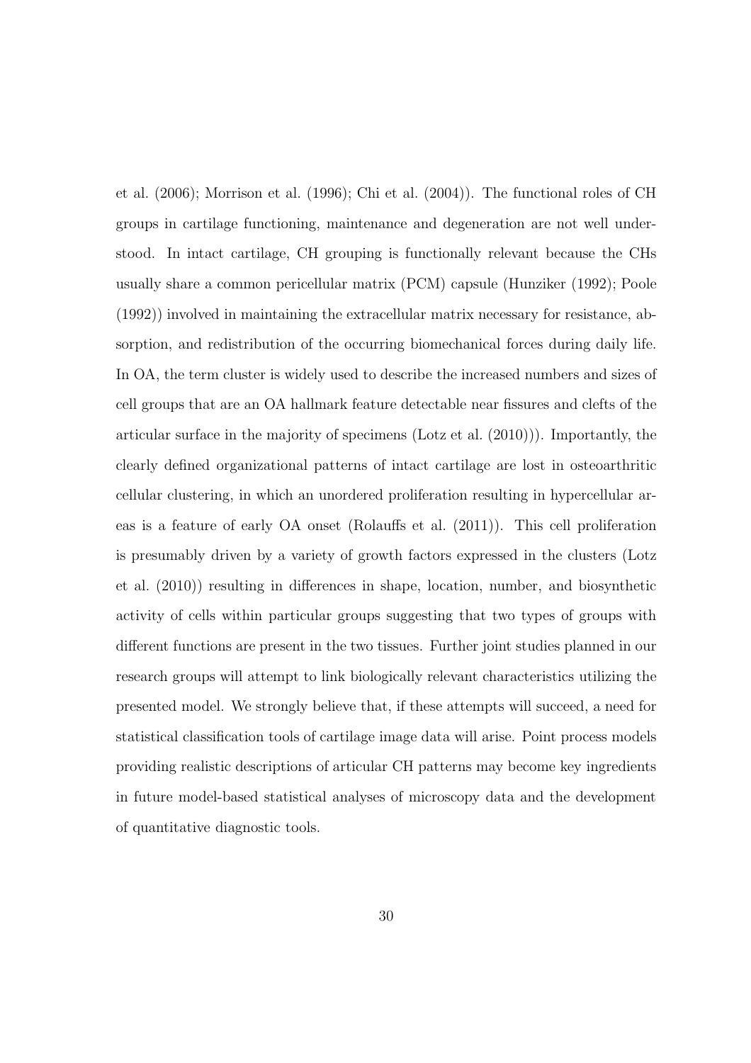et al. (2006); Morrison et al. (1996); Chi et al. (2004)). The functional roles of CH groups in cartilage functioning, maintenance and degeneration are not well understood. In intact cartilage, CH grouping is functionally relevant because the CHs usually share a common pericellular matrix (PCM) capsule (Hunziker (1992); Poole (1992)) involved in maintaining the extracellular matrix necessary for resistance, absorption, and redistribution of the occurring biomechanical forces during daily life. In OA, the term cluster is widely used to describe the increased numbers and sizes of cell groups that are an OA hallmark feature detectable near fissures and clefts of the articular surface in the majority of specimens (Lotz et al. (2010))). Importantly, the clearly defined organizational patterns of intact cartilage are lost in osteoarthritic cellular clustering, in which an unordered proliferation resulting in hypercellular areas is a feature of early OA onset (Rolauffs et al. (2011)). This cell proliferation is presumably driven by a variety of growth factors expressed in the clusters (Lotz et al. (2010)) resulting in differences in shape, location, number, and biosynthetic activity of cells within particular groups suggesting that two types of groups with different functions are present in the two tissues. Further joint studies planned in our research groups will attempt to link biologically relevant characteristics utilizing the presented model. We strongly believe that, if these attempts will succeed, a need for statistical classification tools of cartilage image data will arise. Point process models providing realistic descriptions of articular CH patterns may become key ingredients in future model-based statistical analyses of microscopy data and the development of quantitative diagnostic tools.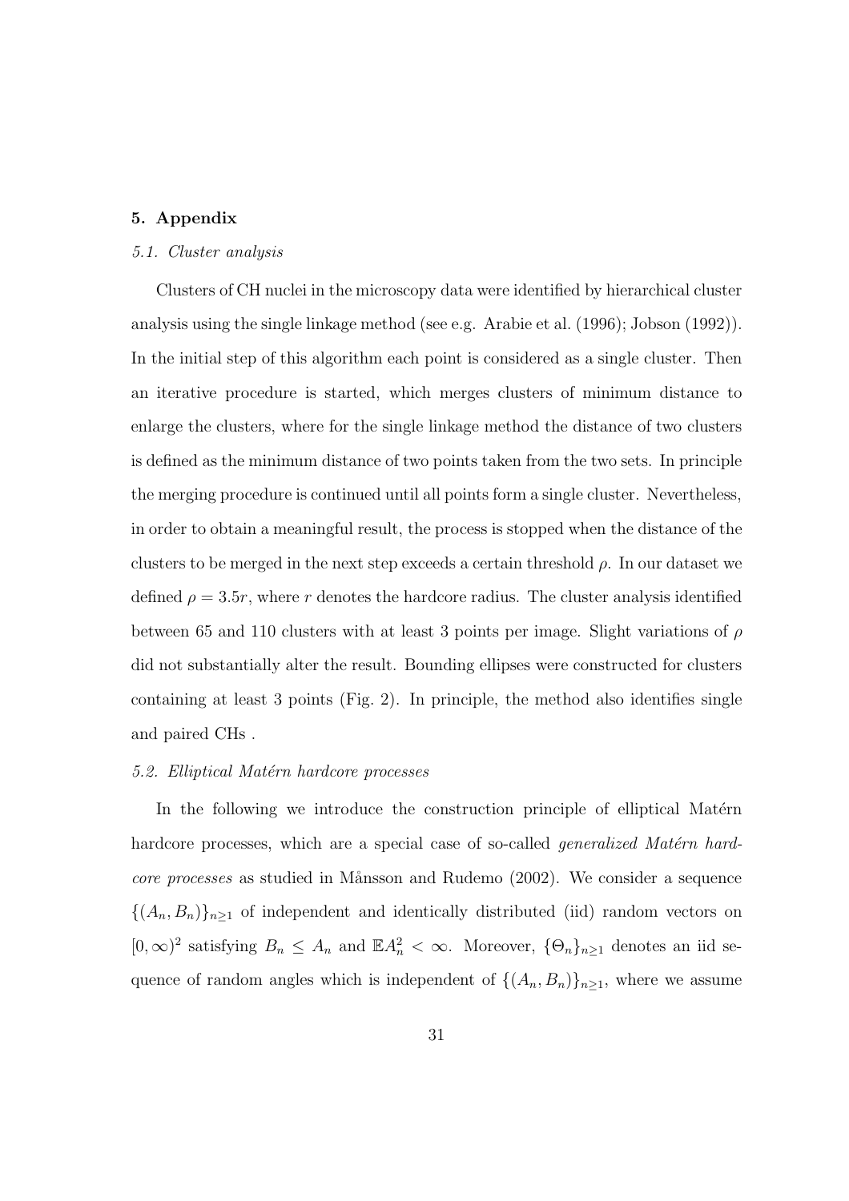## 5. Appendix

### *5.1. Cluster analysis*

Clusters of CH nuclei in the microscopy data were identified by hierarchical cluster analysis using the single linkage method (see e.g. Arabie et al. (1996); Jobson (1992)). In the initial step of this algorithm each point is considered as a single cluster. Then an iterative procedure is started, which merges clusters of minimum distance to enlarge the clusters, where for the single linkage method the distance of two clusters is defined as the minimum distance of two points taken from the two sets. In principle the merging procedure is continued until all points form a single cluster. Nevertheless, in order to obtain a meaningful result, the process is stopped when the distance of the clusters to be merged in the next step exceeds a certain threshold $\rho$. In our dataset we defined $\rho = 3.5r$, where $r$ denotes the hardcore radius. The cluster analysis identified between 65 and 110 clusters with at least 3 points per image. Slight variations of $\rho$ did not substantially alter the result. Bounding ellipses were constructed for clusters containing at least 3 points (Fig. 2). In principle, the method also identifies single and paired CHs .

### *5.2. Elliptical Matérn hardcore processes*

In the following we introduce the construction principle of elliptical Matérn hardcore processes, which are a special case of so-called *generalized Matérn hardcore processes* as studied in Månsson and Rudemo (2002). We consider a sequence $\{(A_n, B_n)\}_{n\geq 1}$ of independent and identically distributed (iid) random vectors on $[0, \infty)^2$ satisfying $B_n \leq A_n$ and $\mathbb{E}A_n^2 < \infty$. Moreover, $\{\Theta_n\}_{n\geq 1}$ denotes an iid sequence of random angles which is independent of $\{(A_n, B_n)\}_{n\geq 1}$, where we assume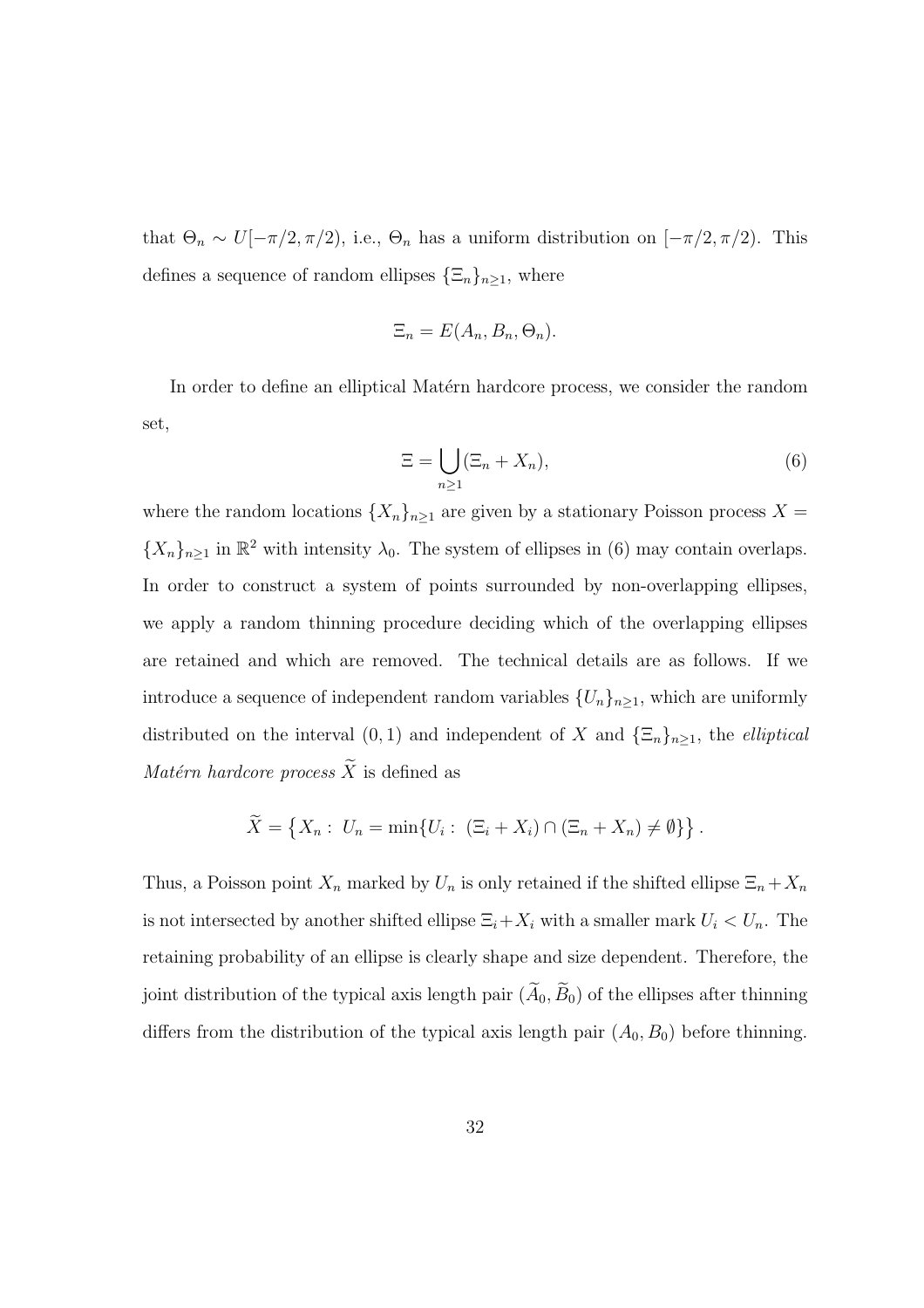that $\Theta_n \sim U[-\pi/2, \pi/2)$, i.e., $\Theta_n$ has a uniform distribution on $[-\pi/2, \pi/2)$. This defines a sequence of random ellipses $\{\Xi_n\}_{n\geq 1}$, where

$$\Xi_n = E(A_n, B_n, \Theta_n).$$

In order to define an elliptical Matérn hardcore process, we consider the random set,

$$\Xi = \bigcup_{n\geq 1} (\Xi_n + X_n), \tag{6}$$

where the random locations $\{X_n\}_{n\geq 1}$ are given by a stationary Poisson process $X = \{X_n\}_{n\geq 1}$ in $\mathbb{R}^2$ with intensity $\lambda_0$. The system of ellipses in (6) may contain overlaps. In order to construct a system of points surrounded by non-overlapping ellipses, we apply a random thinning procedure deciding which of the overlapping ellipses are retained and which are removed. The technical details are as follows. If we introduce a sequence of independent random variables $\{U_n\}_{n\geq 1}$, which are uniformly distributed on the interval $(0, 1)$ and independent of $X$ and $\{\Xi_n\}_{n\geq 1}$, the *elliptical Matérn hardcore process* $\widetilde{X}$ is defined as

$$\widetilde{X} = \left\{ X_n : \ U_n = \min\{U_i : \ (\Xi_i + X_i) \cap (\Xi_n + X_n) \neq \emptyset\} \right\}.$$

Thus, a Poisson point $X_n$ marked by $U_n$ is only retained if the shifted ellipse $\Xi_n + X_n$ is not intersected by another shifted ellipse $\Xi_i + X_i$ with a smaller mark $U_i < U_n$. The retaining probability of an ellipse is clearly shape and size dependent. Therefore, the joint distribution of the typical axis length pair $(\widetilde{A}_0, \widetilde{B}_0)$ of the ellipses after thinning differs from the distribution of the typical axis length pair $(A_0, B_0)$ before thinning.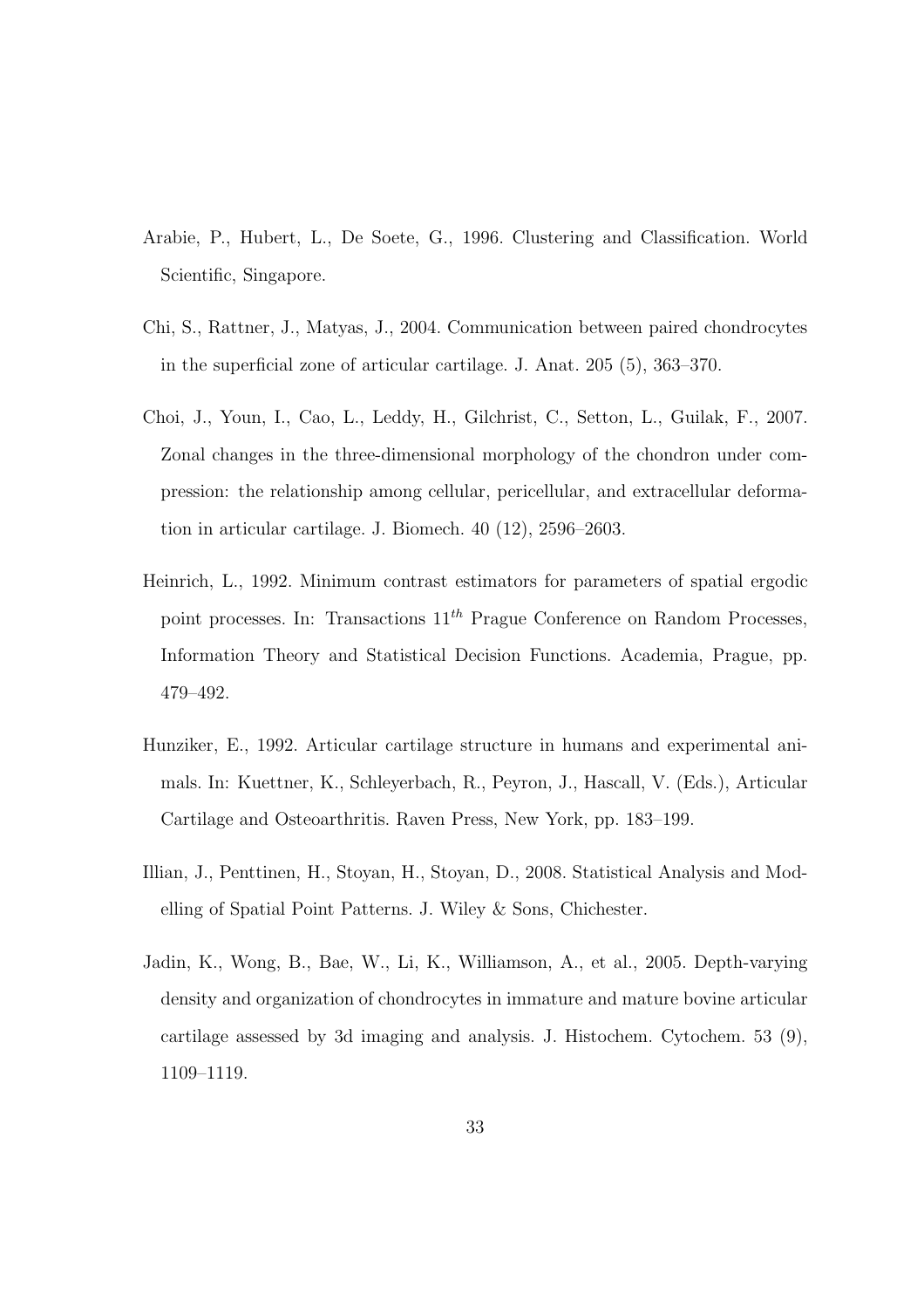Arabie, P., Hubert, L., De Soete, G., 1996. Clustering and Classification. World Scientific, Singapore.

Chi, S., Rattner, J., Matyas, J., 2004. Communication between paired chondrocytes in the superficial zone of articular cartilage. J. Anat. 205 (5), 363–370.

Choi, J., Youn, I., Cao, L., Leddy, H., Gilchrist, C., Setton, L., Guilak, F., 2007. Zonal changes in the three-dimensional morphology of the chondron under compression: the relationship among cellular, pericellular, and extracellular deformation in articular cartilage. J. Biomech. 40 (12), 2596–2603.

Heinrich, L., 1992. Minimum contrast estimators for parameters of spatial ergodic point processes. In: Transactions $11^{th}$ Prague Conference on Random Processes, Information Theory and Statistical Decision Functions. Academia, Prague, pp. 479–492.

Hunziker, E., 1992. Articular cartilage structure in humans and experimental animals. In: Kuettner, K., Schleyerbach, R., Peyron, J., Hascall, V. (Eds.), Articular Cartilage and Osteoarthritis. Raven Press, New York, pp. 183–199.

Illian, J., Penttinen, H., Stoyan, H., Stoyan, D., 2008. Statistical Analysis and Modelling of Spatial Point Patterns. J. Wiley & Sons, Chichester.

Jadin, K., Wong, B., Bae, W., Li, K., Williamson, A., et al., 2005. Depth-varying density and organization of chondrocytes in immature and mature bovine articular cartilage assessed by 3d imaging and analysis. J. Histochem. Cytochem. 53 (9), 1109–1119.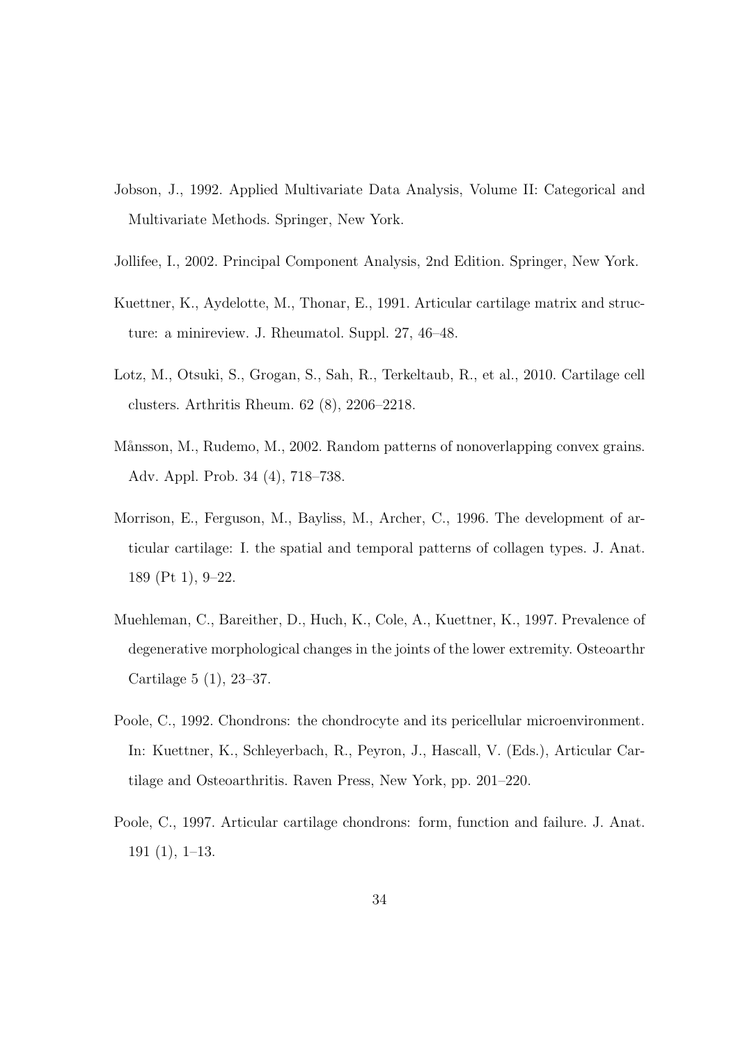Jobson, J., 1992. Applied Multivariate Data Analysis, Volume II: Categorical and Multivariate Methods. Springer, New York.

Jollifee, I., 2002. Principal Component Analysis, 2nd Edition. Springer, New York.

Kuettner, K., Aydelotte, M., Thonar, E., 1991. Articular cartilage matrix and structure: a minireview. J. Rheumatol. Suppl. 27, 46–48.

Lotz, M., Otsuki, S., Grogan, S., Sah, R., Terkeltaub, R., et al., 2010. Cartilage cell clusters. Arthritis Rheum. 62 (8), 2206–2218.

Månsson, M., Rudemo, M., 2002. Random patterns of nonoverlapping convex grains. Adv. Appl. Prob. 34 (4), 718–738.

Morrison, E., Ferguson, M., Bayliss, M., Archer, C., 1996. The development of articular cartilage: I. the spatial and temporal patterns of collagen types. J. Anat. 189 (Pt 1), 9–22.

Muehleman, C., Bareither, D., Huch, K., Cole, A., Kuettner, K., 1997. Prevalence of degenerative morphological changes in the joints of the lower extremity. Osteoarthr Cartilage 5 (1), 23–37.

Poole, C., 1992. Chondrons: the chondrocyte and its pericellular microenvironment. In: Kuettner, K., Schleyerbach, R., Peyron, J., Hascall, V. (Eds.), Articular Cartilage and Osteoarthritis. Raven Press, New York, pp. 201–220.

Poole, C., 1997. Articular cartilage chondrons: form, function and failure. J. Anat. 191 (1), 1–13.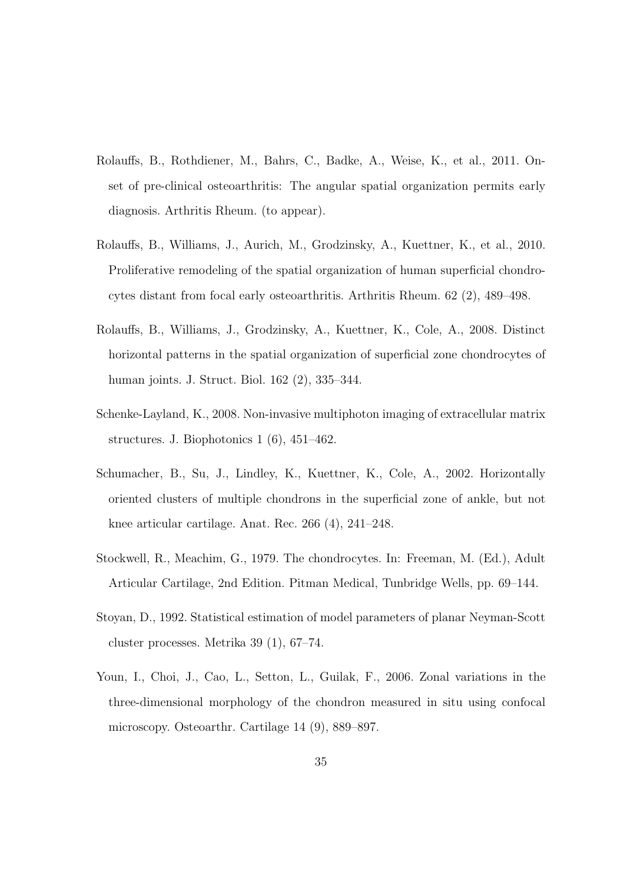Rolauffs, B., Rothdiener, M., Bahrs, C., Badke, A., Weise, K., et al., 2011. Onset of pre-clinical osteoarthritis: The angular spatial organization permits early diagnosis. Arthritis Rheum. (to appear).

Rolauffs, B., Williams, J., Aurich, M., Grodzinsky, A., Kuettner, K., et al., 2010. Proliferative remodeling of the spatial organization of human superficial chondrocytes distant from focal early osteoarthritis. Arthritis Rheum. 62 (2), 489–498.

Rolauffs, B., Williams, J., Grodzinsky, A., Kuettner, K., Cole, A., 2008. Distinct horizontal patterns in the spatial organization of superficial zone chondrocytes of human joints. J. Struct. Biol. 162 (2), 335–344.

Schenke-Layland, K., 2008. Non-invasive multiphoton imaging of extracellular matrix structures. J. Biophotonics 1 (6), 451–462.

Schumacher, B., Su, J., Lindley, K., Kuettner, K., Cole, A., 2002. Horizontally oriented clusters of multiple chondrons in the superficial zone of ankle, but not knee articular cartilage. Anat. Rec. 266 (4), 241–248.

Stockwell, R., Meachim, G., 1979. The chondrocytes. In: Freeman, M. (Ed.), Adult Articular Cartilage, 2nd Edition. Pitman Medical, Tunbridge Wells, pp. 69–144.

Stoyan, D., 1992. Statistical estimation of model parameters of planar Neyman-Scott cluster processes. Metrika 39 (1), 67–74.

Youn, I., Choi, J., Cao, L., Setton, L., Guilak, F., 2006. Zonal variations in the three-dimensional morphology of the chondron measured in situ using confocal microscopy. Osteoarthr. Cartilage 14 (9), 889–897.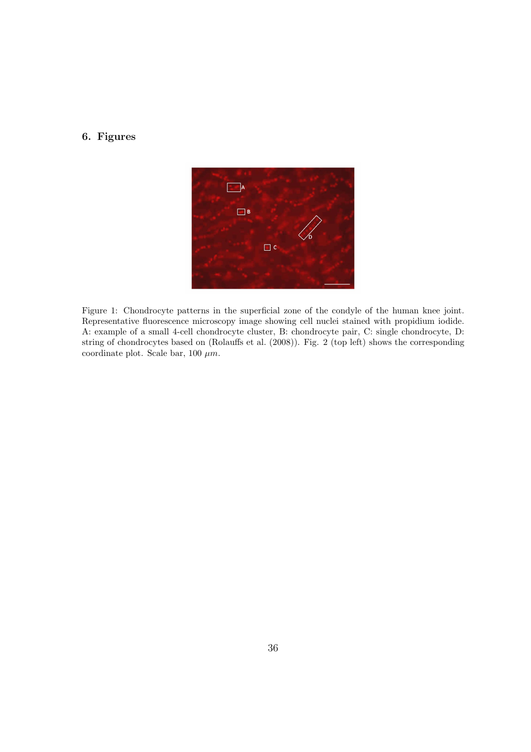## 6. Figures

Figure 1: Chondrocyte patterns in the superficial zone of the condyle of the human knee joint. Representative fluorescence microscopy image showing cell nuclei stained with propidium iodide. A: example of a small 4-cell chondrocyte cluster, B: chondrocyte pair, C: single chondrocyte, D: string of chondrocytes based on (Rolauffs et al. (2008)). Fig. 2 (top left) shows the corresponding coordinate plot. Scale bar, 100 $\mu m$.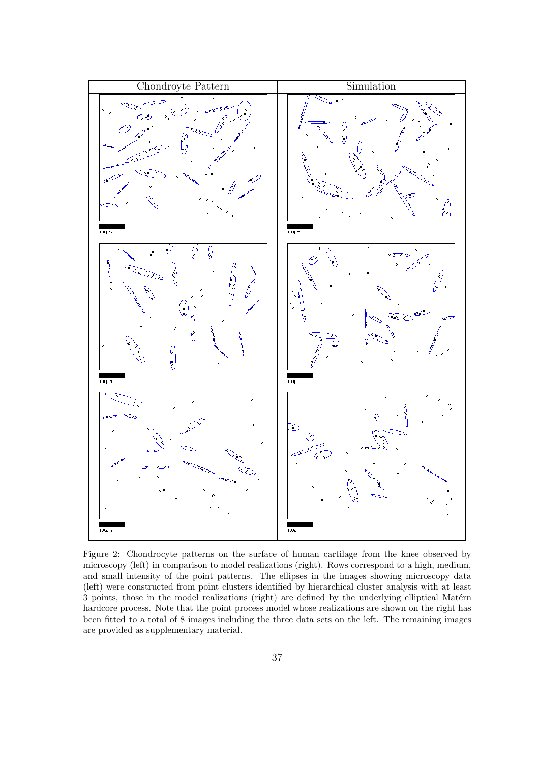| Chondroyte Pattern | Simulation |
| --- | --- |
| 100µm | 100µm |
| 100µm | 100µm |
| 100µm | 100µm |

Figure 2: Chondrocyte patterns on the surface of human cartilage from the knee observed by microscopy (left) in comparison to model realizations (right). Rows correspond to a high, medium, and small intensity of the point patterns. The ellipses in the images showing microscopy data (left) were constructed from point clusters identified by hierarchical cluster analysis with at least 3 points, those in the model realizations (right) are defined by the underlying elliptical Matérn hardcore process. Note that the point process model whose realizations are shown on the right has been fitted to a total of 8 images including the three data sets on the left. The remaining images are provided as supplementary material.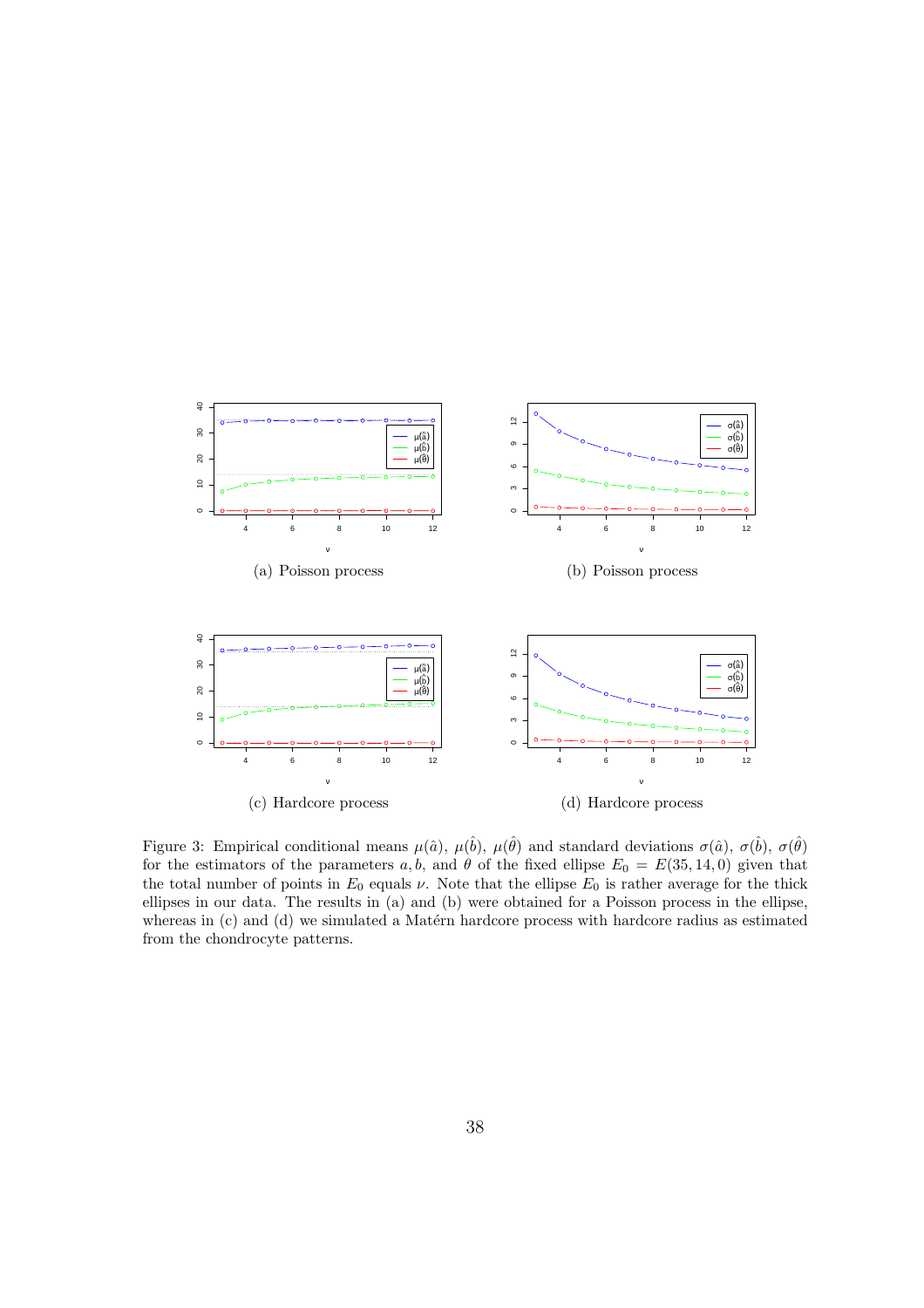(a) Poisson process

(b) Poisson process

(c) Hardcore process

(d) Hardcore process

Figure 3: Empirical conditional means $\mu(\hat{a})$, $\mu(\hat{b})$, $\mu(\hat{\theta})$ and standard deviations $\sigma(\hat{a})$, $\sigma(\hat{b})$, $\sigma(\hat{\theta})$ for the estimators of the parameters $a, b$, and $\theta$ of the fixed ellipse $E_0 = E(35, 14, 0)$ given that the total number of points in $E_0$ equals $\nu$. Note that the ellipse $E_0$ is rather average for the thick ellipses in our data. The results in (a) and (b) were obtained for a Poisson process in the ellipse, whereas in (c) and (d) we simulated a Matérn hardcore process with hardcore radius as estimated from the chondrocyte patterns.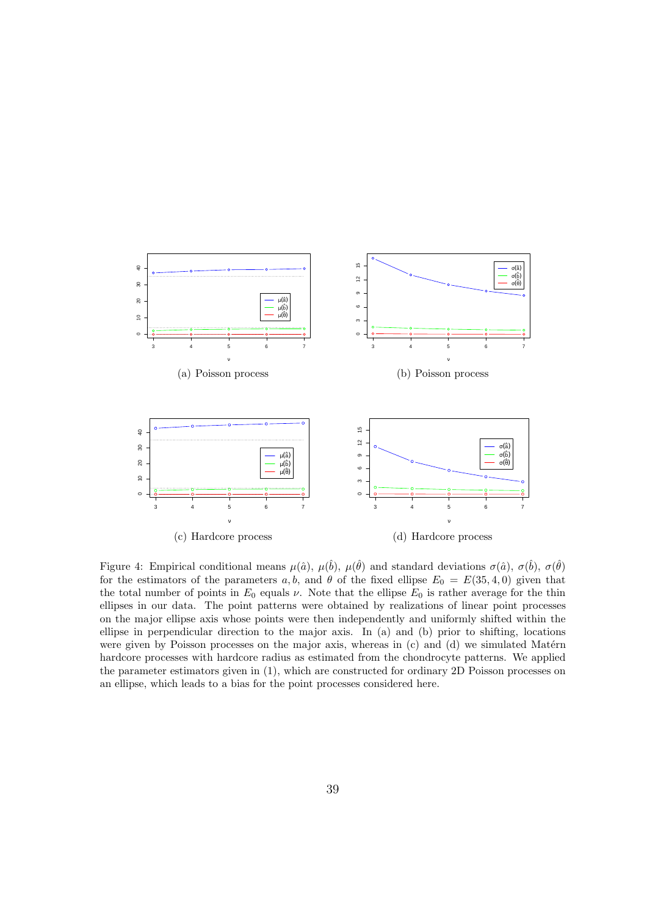(a) Poisson process

(b) Poisson process

(c) Hardcore process

(d) Hardcore process

Figure 4: Empirical conditional means $\mu(\hat{a})$, $\mu(\hat{b})$, $\mu(\hat{\theta})$ and standard deviations $\sigma(\hat{a})$, $\sigma(\hat{b})$, $\sigma(\hat{\theta})$ for the estimators of the parameters $a, b$, and $\theta$ of the fixed ellipse $E_0 = E(35, 4, 0)$ given that the total number of points in $E_0$ equals $\nu$. Note that the ellipse $E_0$ is rather average for the thin ellipses in our data. The point patterns were obtained by realizations of linear point processes on the major ellipse axis whose points were then independently and uniformly shifted within the ellipse in perpendicular direction to the major axis. In (a) and (b) prior to shifting, locations were given by Poisson processes on the major axis, whereas in (c) and (d) we simulated Matérn hardcore processes with hardcore radius as estimated from the chondrocyte patterns. We applied the parameter estimators given in (1), which are constructed for ordinary 2D Poisson processes on an ellipse, which leads to a bias for the point processes considered here.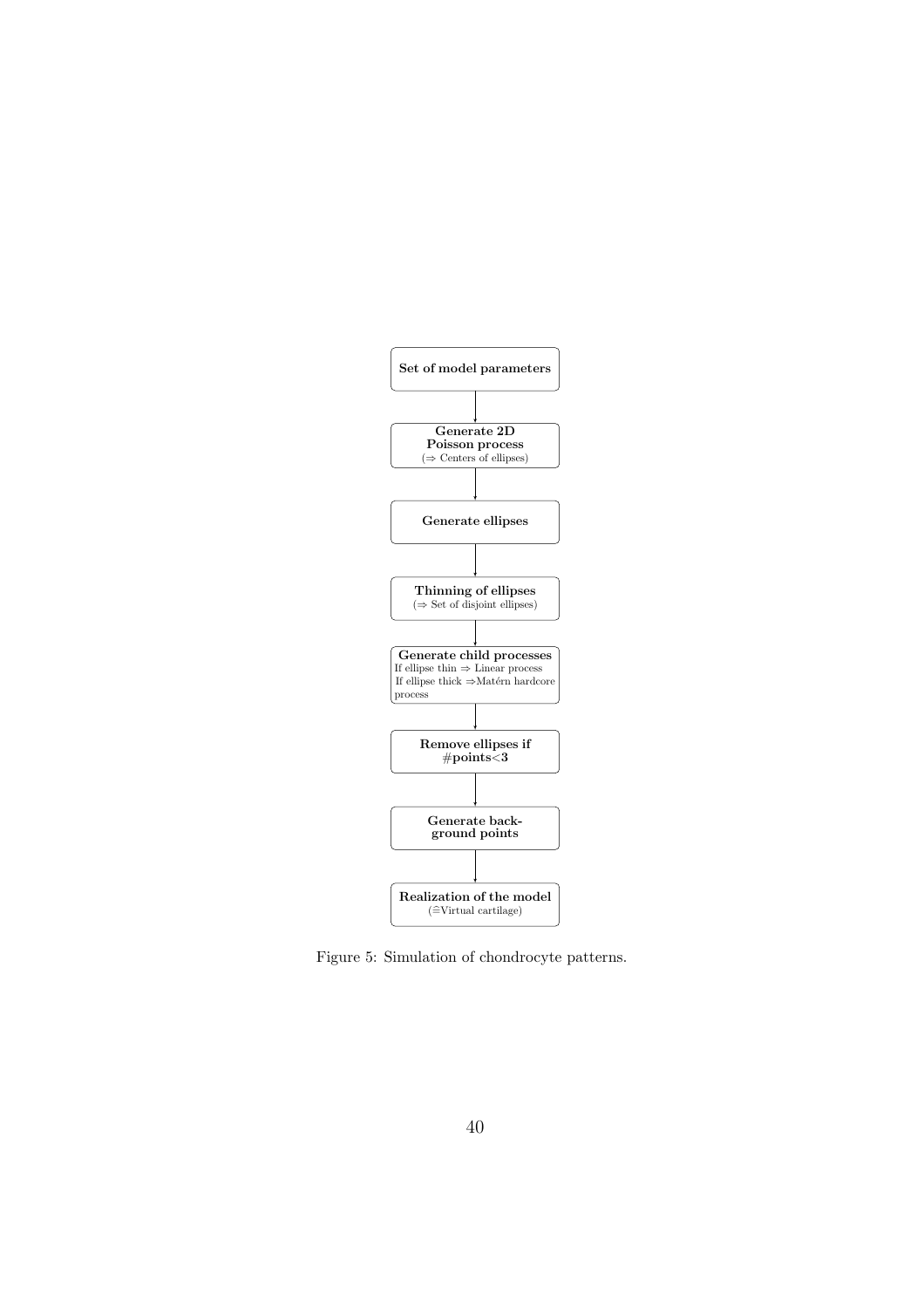**Set of model parameters**

↓

**Generate 2D Poisson process**
(⇒ Centers of ellipses)

↓

**Generate ellipses**

↓

**Thinning of ellipses**
(⇒ Set of disjoint ellipses)

↓

**Generate child processes**
If ellipse thin ⇒ Linear process
If ellipse thick ⇒Matérn hardcore process

↓

**Remove ellipses if #points<3**

↓

**Generate background points**

↓

**Realization of the model**
(≙Virtual cartilage)

Figure 5: Simulation of chondrocyte patterns.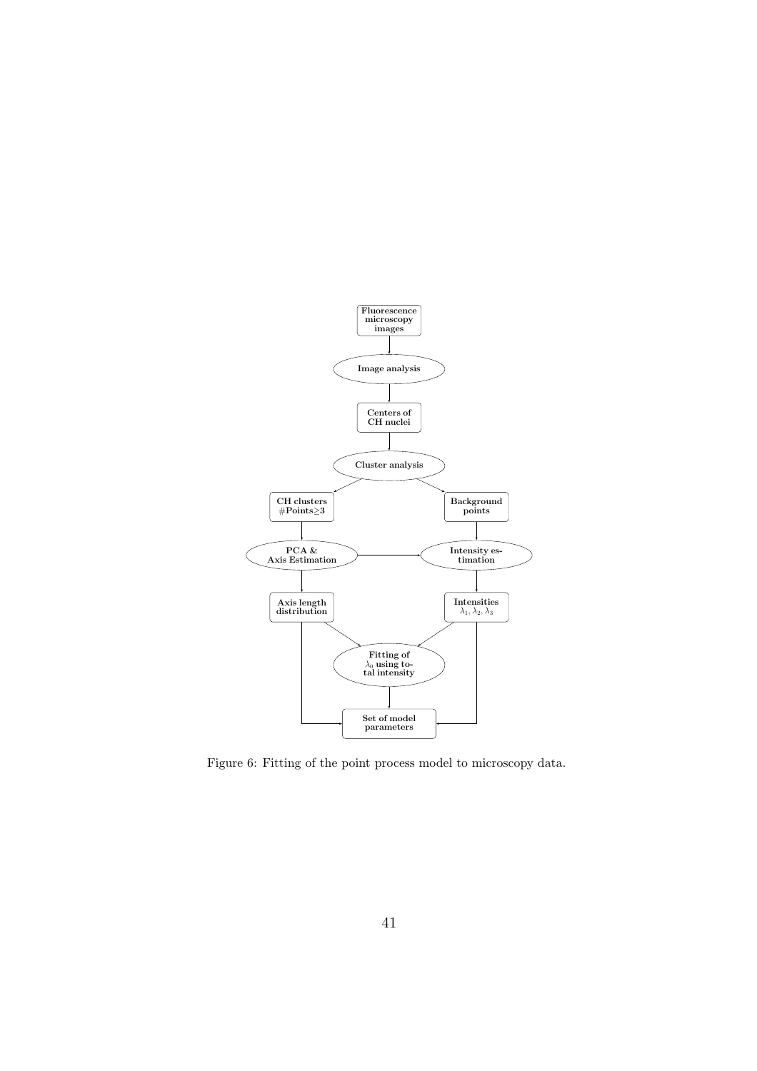Fluorescence microscopy images

Image analysis

Centers of CH nuclei

Cluster analysis

CH clusters #Points≥3

Background points

PCA & Axis Estimation

Intensity estimation

Axis length distribution

Intensities $\lambda_1, \lambda_2, \lambda_3$

Fitting of $\lambda_0$ using total intensity

Set of model parameters

Figure 6: Fitting of the point process model to microscopy data.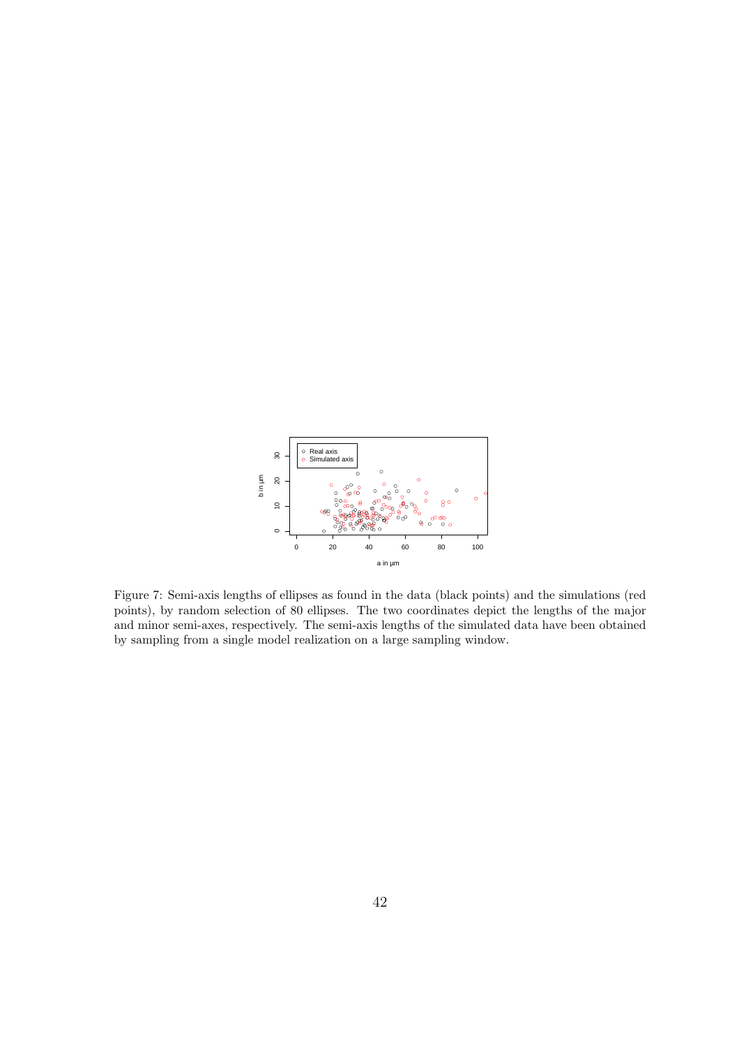Figure 7: Semi-axis lengths of ellipses as found in the data (black points) and the simulations (red points), by random selection of 80 ellipses. The two coordinates depict the lengths of the major and minor semi-axes, respectively. The semi-axis lengths of the simulated data have been obtained by sampling from a single model realization on a large sampling window.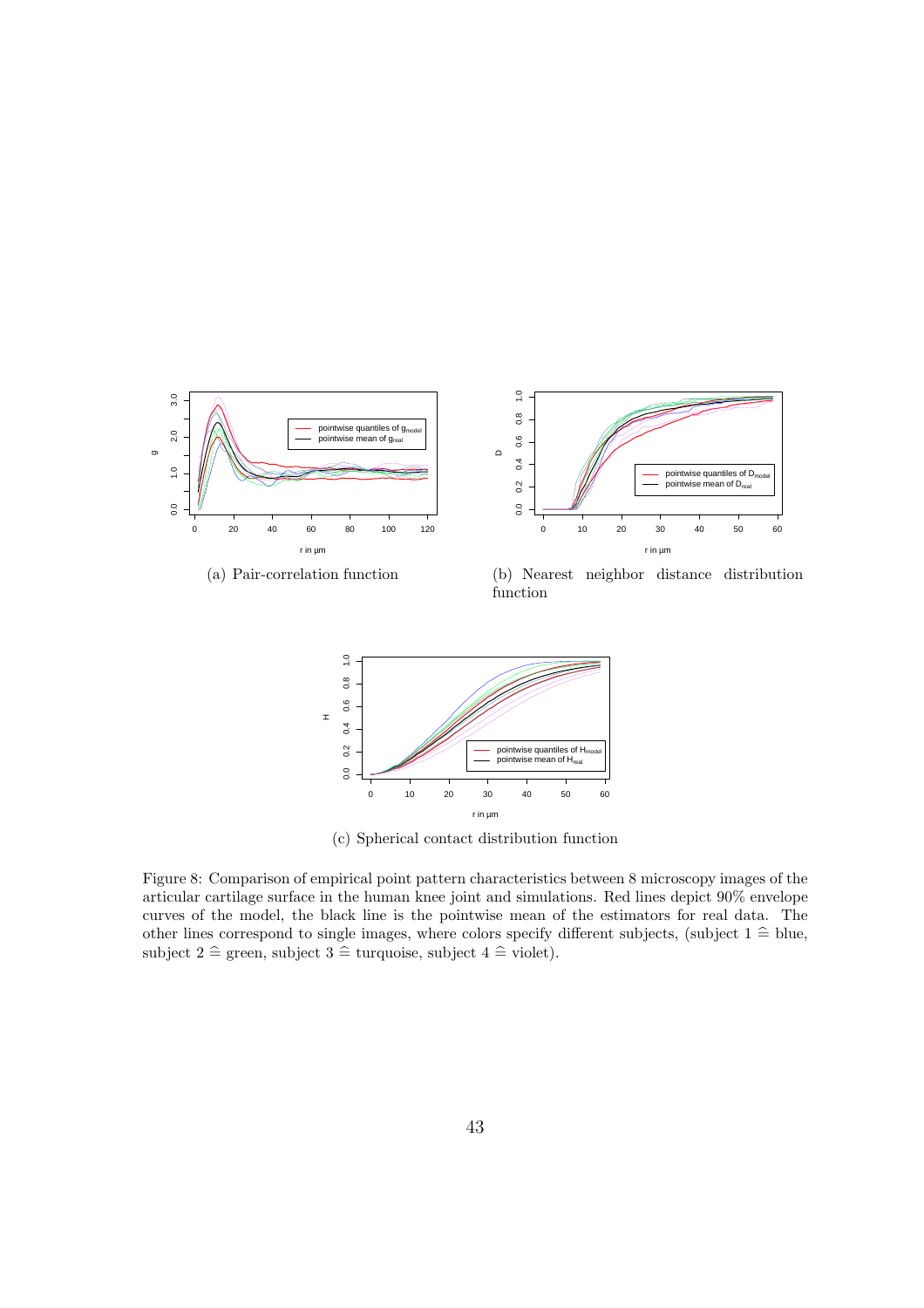g

3.0

2.0

1.0

0.0

0 20 40 60 80 100 120

r in µm

pointwise quantiles of $g_{model}$

pointwise mean of $g_{real}$

(a) Pair-correlation function

D

1.0

0.8

0.6

0.4

0.2

0.0

0 10 20 30 40 50 60

r in µm

pointwise quantiles of $D_{model}$

pointwise mean of $D_{real}$

(b) Nearest neighbor distance distribution function

H

1.0

0.8

0.6

0.4

0.2

0.0

0 10 20 30 40 50 60

r in µm

pointwise quantiles of $H_{model}$

pointwise mean of $H_{real}$

(c) Spherical contact distribution function

Figure 8: Comparison of empirical point pattern characteristics between 8 microscopy images of the articular cartilage surface in the human knee joint and simulations. Red lines depict 90% envelope curves of the model, the black line is the pointwise mean of the estimators for real data. The other lines correspond to single images, where colors specify different subjects, (subject 1 $\widehat{=}$ blue, subject 2 $\widehat{=}$ green, subject 3 $\widehat{=}$ turquoise, subject 4 $\widehat{=}$ violet).